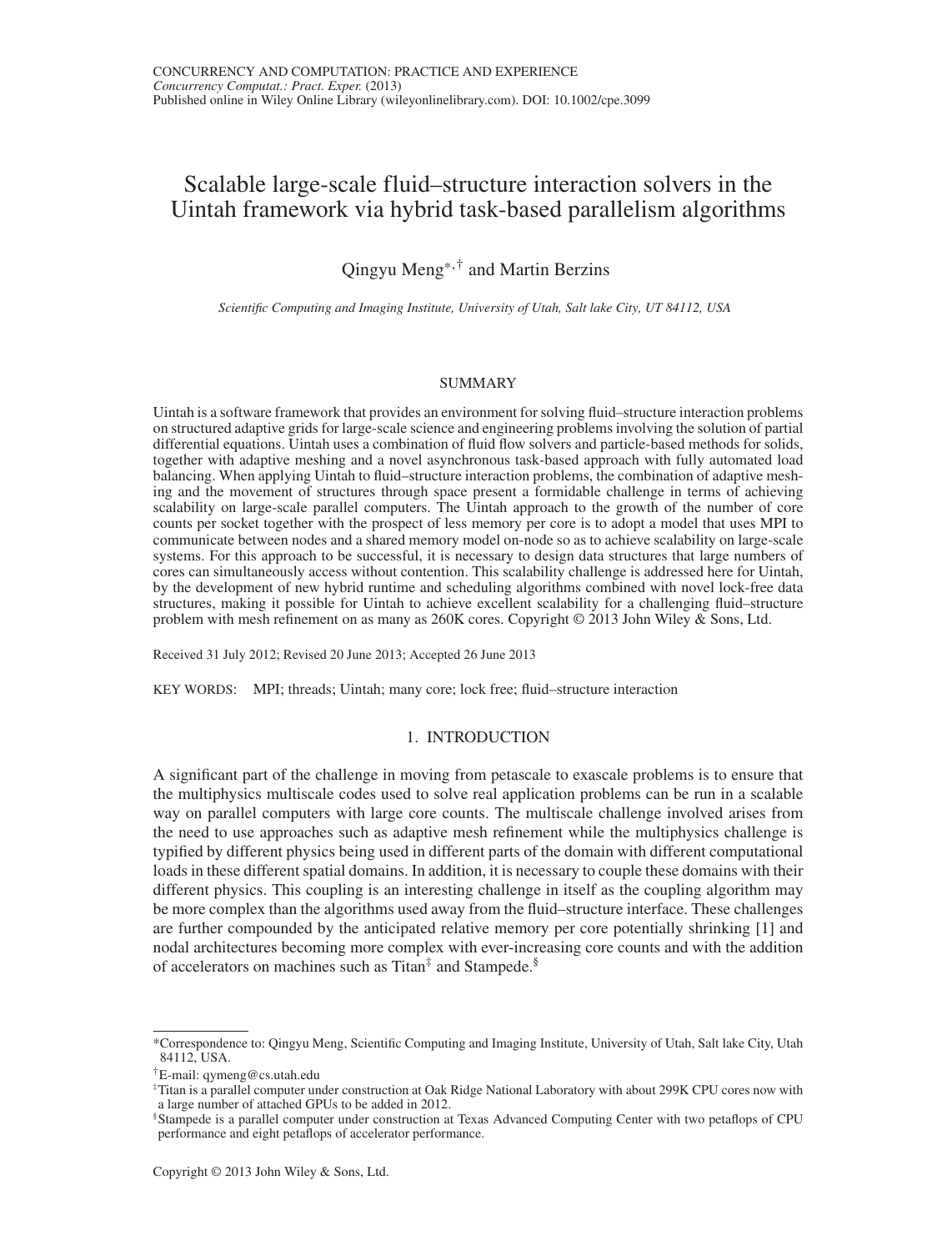# Scalable large-scale fluid–structure interaction solvers in the Uintah framework via hybrid task-based parallelism algorithms

Qingyu Meng*,† and Martin Berzins

*Scientific Computing and Imaging Institute, University of Utah, Salt lake City, UT 84112, USA*

## SUMMARY

Uintah is a software framework that provides an environment for solving fluid–structure interaction problems on structured adaptive grids for large-scale science and engineering problems involving the solution of partial differential equations. Uintah uses a combination of fluid flow solvers and particle-based methods for solids, together with adaptive meshing and a novel asynchronous task-based approach with fully automated load balancing. When applying Uintah to fluid–structure interaction problems, the combination of adaptive meshing and the movement of structures through space present a formidable challenge in terms of achieving scalability on large-scale parallel computers. The Uintah approach to the growth of the number of core counts per socket together with the prospect of less memory per core is to adopt a model that uses MPI to communicate between nodes and a shared memory model on-node so as to achieve scalability on large-scale systems. For this approach to be successful, it is necessary to design data structures that large numbers of cores can simultaneously access without contention. This scalability challenge is addressed here for Uintah, by the development of new hybrid runtime and scheduling algorithms combined with novel lock-free data structures, making it possible for Uintah to achieve excellent scalability for a challenging fluid–structure problem with mesh refinement on as many as 260K cores. Copyright © 2013 John Wiley & Sons, Ltd.

Received 31 July 2012; Revised 20 June 2013; Accepted 26 June 2013

KEY WORDS: MPI; threads; Uintah; many core; lock free; fluid–structure interaction

## 1. INTRODUCTION

A significant part of the challenge in moving from petascale to exascale problems is to ensure that the multiphysics multiscale codes used to solve real application problems can be run in a scalable way on parallel computers with large core counts. The multiscale challenge involved arises from the need to use approaches such as adaptive mesh refinement while the multiphysics challenge is typified by different physics being used in different parts of the domain with different computational loads in these different spatial domains. In addition, it is necessary to couple these domains with their different physics. This coupling is an interesting challenge in itself as the coupling algorithm may be more complex than the algorithms used away from the fluid–structure interface. These challenges are further compounded by the anticipated relative memory per core potentially shrinking [1] and nodal architectures becoming more complex with ever-increasing core counts and with the addition of accelerators on machines such as Titan‡ and Stampede.§

*Correspondence to: Qingyu Meng, Scientific Computing and Imaging Institute, University of Utah, Salt lake City, Utah 84112, USA.

†E-mail: qymeng@cs.utah.edu

‡Titan is a parallel computer under construction at Oak Ridge National Laboratory with about 299K CPU cores now with a large number of attached GPUs to be added in 2012.

§Stampede is a parallel computer under construction at Texas Advanced Computing Center with two petaflops of CPU performance and eight petaflops of accelerator performance.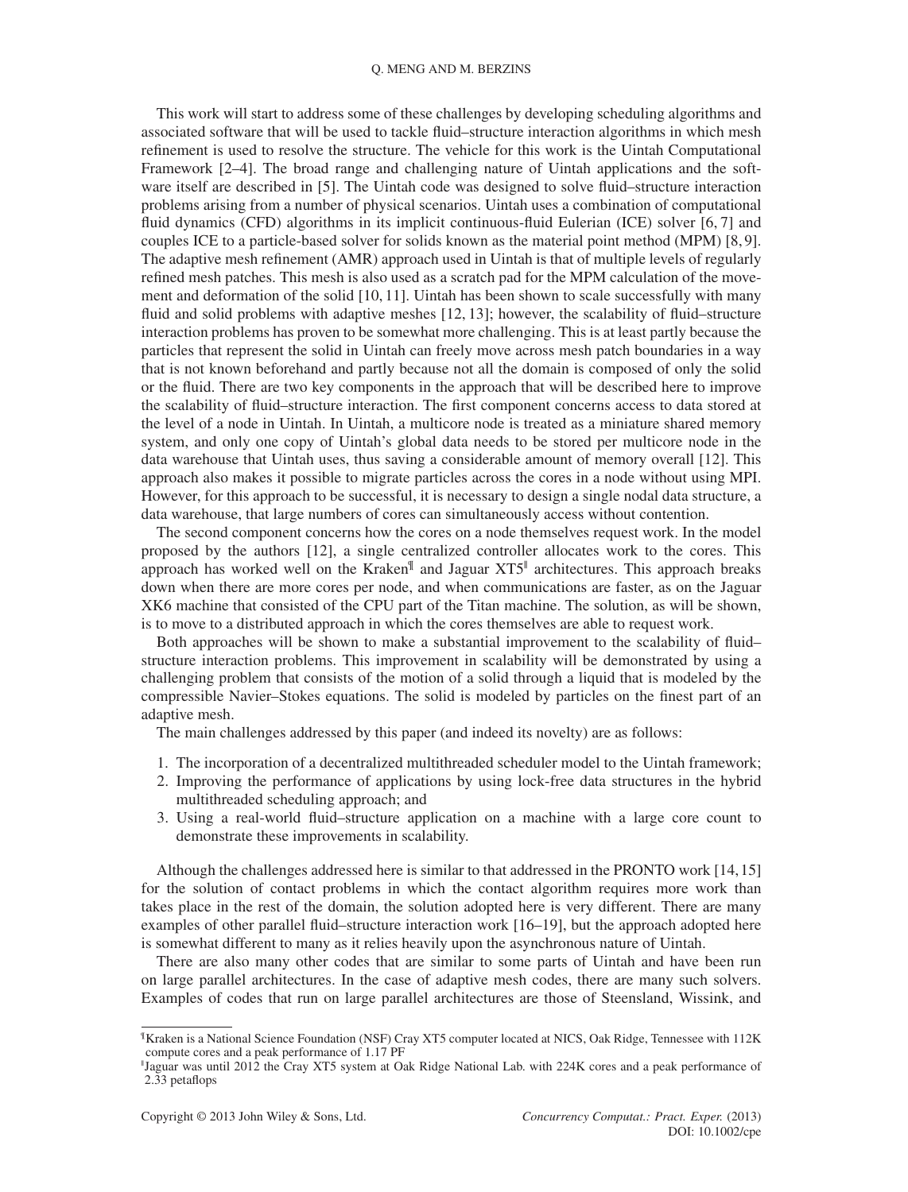This work will start to address some of these challenges by developing scheduling algorithms and associated software that will be used to tackle fluid–structure interaction algorithms in which mesh refinement is used to resolve the structure. The vehicle for this work is the Uintah Computational Framework [2–4]. The broad range and challenging nature of Uintah applications and the software itself are described in [5]. The Uintah code was designed to solve fluid–structure interaction problems arising from a number of physical scenarios. Uintah uses a combination of computational fluid dynamics (CFD) algorithms in its implicit continuous-fluid Eulerian (ICE) solver [6, 7] and couples ICE to a particle-based solver for solids known as the material point method (MPM) [8, 9]. The adaptive mesh refinement (AMR) approach used in Uintah is that of multiple levels of regularly refined mesh patches. This mesh is also used as a scratch pad for the MPM calculation of the movement and deformation of the solid [10, 11]. Uintah has been shown to scale successfully with many fluid and solid problems with adaptive meshes [12, 13]; however, the scalability of fluid–structure interaction problems has proven to be somewhat more challenging. This is at least partly because the particles that represent the solid in Uintah can freely move across mesh patch boundaries in a way that is not known beforehand and partly because not all the domain is composed of only the solid or the fluid. There are two key components in the approach that will be described here to improve the scalability of fluid–structure interaction. The first component concerns access to data stored at the level of a node in Uintah. In Uintah, a multicore node is treated as a miniature shared memory system, and only one copy of Uintah's global data needs to be stored per multicore node in the data warehouse that Uintah uses, thus saving a considerable amount of memory overall [12]. This approach also makes it possible to migrate particles across the cores in a node without using MPI. However, for this approach to be successful, it is necessary to design a single nodal data structure, a data warehouse, that large numbers of cores can simultaneously access without contention.

The second component concerns how the cores on a node themselves request work. In the model proposed by the authors [12], a single centralized controller allocates work to the cores. This approach has worked well on the Kraken[¶] and Jaguar XT5[‖] architectures. This approach breaks down when there are more cores per node, and when communications are faster, as on the Jaguar XK6 machine that consisted of the CPU part of the Titan machine. The solution, as will be shown, is to move to a distributed approach in which the cores themselves are able to request work.

Both approaches will be shown to make a substantial improvement to the scalability of fluid–structure interaction problems. This improvement in scalability will be demonstrated by using a challenging problem that consists of the motion of a solid through a liquid that is modeled by the compressible Navier–Stokes equations. The solid is modeled by particles on the finest part of an adaptive mesh.

The main challenges addressed by this paper (and indeed its novelty) are as follows:

1. The incorporation of a decentralized multithreaded scheduler model to the Uintah framework;
2. Improving the performance of applications by using lock-free data structures in the hybrid multithreaded scheduling approach; and
3. Using a real-world fluid–structure application on a machine with a large core count to demonstrate these improvements in scalability.

Although the challenges addressed here is similar to that addressed in the PRONTO work [14, 15] for the solution of contact problems in which the contact algorithm requires more work than takes place in the rest of the domain, the solution adopted here is very different. There are many examples of other parallel fluid–structure interaction work [16–19], but the approach adopted here is somewhat different to many as it relies heavily upon the asynchronous nature of Uintah.

There are also many other codes that are similar to some parts of Uintah and have been run on large parallel architectures. In the case of adaptive mesh codes, there are many such solvers. Examples of codes that run on large parallel architectures are those of Steensland, Wissink, and

---

[¶] Kraken is a National Science Foundation (NSF) Cray XT5 computer located at NICS, Oak Ridge, Tennessee with 112K compute cores and a peak performance of 1.17 PF

[‖] Jaguar was until 2012 the Cray XT5 system at Oak Ridge National Lab. with 224K cores and a peak performance of 2.33 petaflops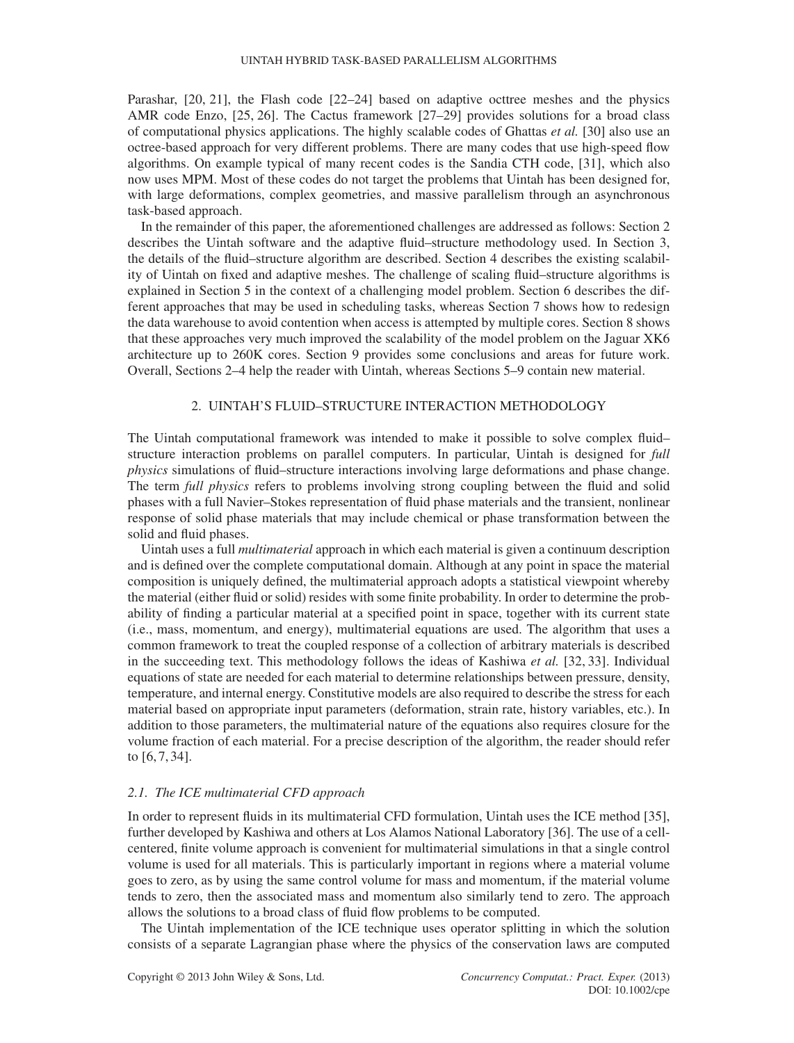Parashar, [20, 21], the Flash code [22–24] based on adaptive octtree meshes and the physics AMR code Enzo, [25, 26]. The Cactus framework [27–29] provides solutions for a broad class of computational physics applications. The highly scalable codes of Ghattas *et al.* [30] also use an octree-based approach for very different problems. There are many codes that use high-speed flow algorithms. On example typical of many recent codes is the Sandia CTH code, [31], which also now uses MPM. Most of these codes do not target the problems that Uintah has been designed for, with large deformations, complex geometries, and massive parallelism through an asynchronous task-based approach.

In the remainder of this paper, the aforementioned challenges are addressed as follows: Section 2 describes the Uintah software and the adaptive fluid–structure methodology used. In Section 3, the details of the fluid–structure algorithm are described. Section 4 describes the existing scalability of Uintah on fixed and adaptive meshes. The challenge of scaling fluid–structure algorithms is explained in Section 5 in the context of a challenging model problem. Section 6 describes the different approaches that may be used in scheduling tasks, whereas Section 7 shows how to redesign the data warehouse to avoid contention when access is attempted by multiple cores. Section 8 shows that these approaches very much improved the scalability of the model problem on the Jaguar XK6 architecture up to 260K cores. Section 9 provides some conclusions and areas for future work. Overall, Sections 2–4 help the reader with Uintah, whereas Sections 5–9 contain new material.

## 2. UINTAH'S FLUID–STRUCTURE INTERACTION METHODOLOGY

The Uintah computational framework was intended to make it possible to solve complex fluid–structure interaction problems on parallel computers. In particular, Uintah is designed for *full physics* simulations of fluid–structure interactions involving large deformations and phase change. The term *full physics* refers to problems involving strong coupling between the fluid and solid phases with a full Navier–Stokes representation of fluid phase materials and the transient, nonlinear response of solid phase materials that may include chemical or phase transformation between the solid and fluid phases.

Uintah uses a full *multimaterial* approach in which each material is given a continuum description and is defined over the complete computational domain. Although at any point in space the material composition is uniquely defined, the multimaterial approach adopts a statistical viewpoint whereby the material (either fluid or solid) resides with some finite probability. In order to determine the probability of finding a particular material at a specified point in space, together with its current state (i.e., mass, momentum, and energy), multimaterial equations are used. The algorithm that uses a common framework to treat the coupled response of a collection of arbitrary materials is described in the succeeding text. This methodology follows the ideas of Kashiwa *et al.* [32, 33]. Individual equations of state are needed for each material to determine relationships between pressure, density, temperature, and internal energy. Constitutive models are also required to describe the stress for each material based on appropriate input parameters (deformation, strain rate, history variables, etc.). In addition to those parameters, the multimaterial nature of the equations also requires closure for the volume fraction of each material. For a precise description of the algorithm, the reader should refer to [6, 7, 34].

### 2.1. The ICE multimaterial CFD approach

In order to represent fluids in its multimaterial CFD formulation, Uintah uses the ICE method [35], further developed by Kashiwa and others at Los Alamos National Laboratory [36]. The use of a cell-centered, finite volume approach is convenient for multimaterial simulations in that a single control volume is used for all materials. This is particularly important in regions where a material volume goes to zero, as by using the same control volume for mass and momentum, if the material volume tends to zero, then the associated mass and momentum also similarly tend to zero. The approach allows the solutions to a broad class of fluid flow problems to be computed.

The Uintah implementation of the ICE technique uses operator splitting in which the solution consists of a separate Lagrangian phase where the physics of the conservation laws are computed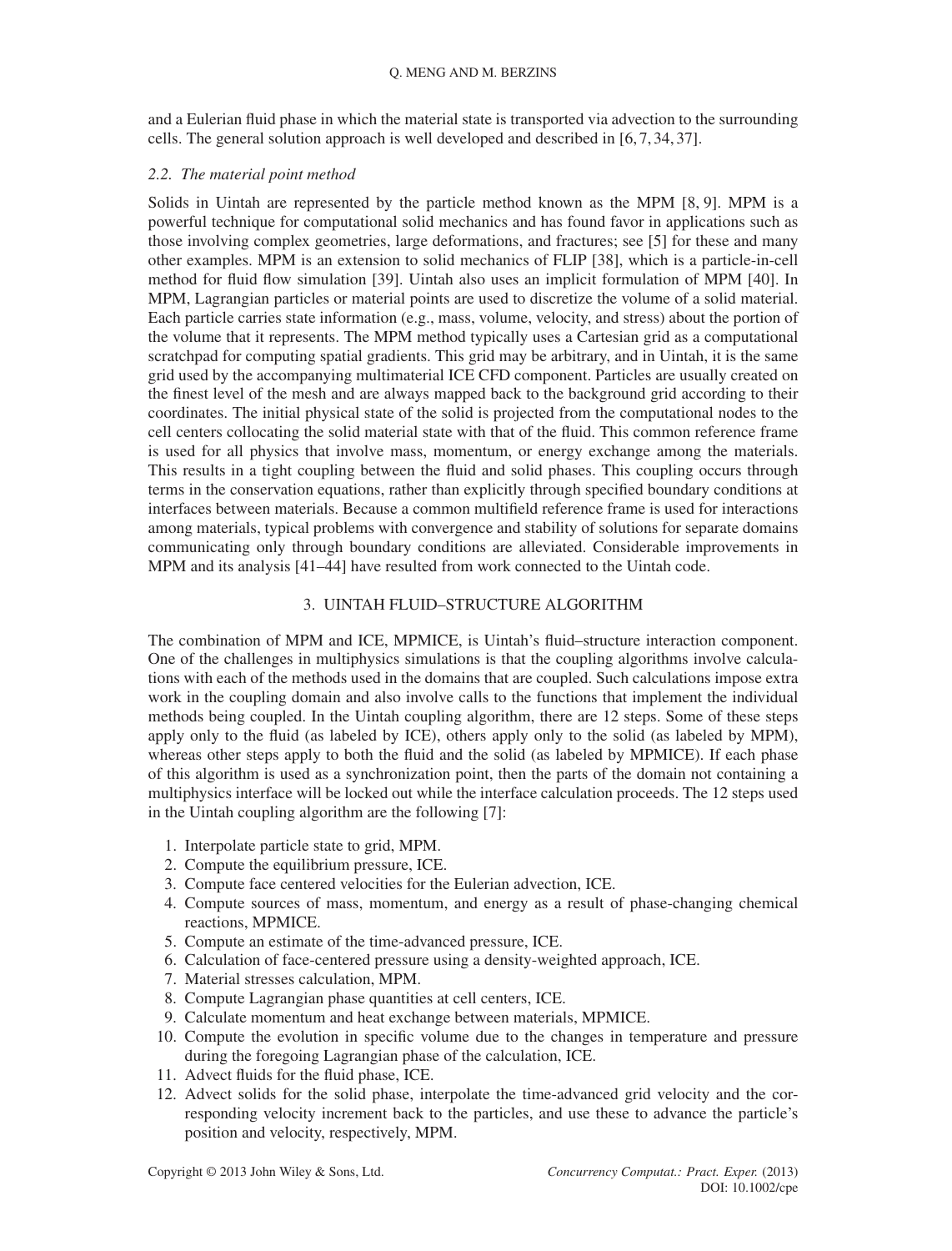and a Eulerian fluid phase in which the material state is transported via advection to the surrounding cells. The general solution approach is well developed and described in [6, 7, 34, 37].

### 2.2. The material point method

Solids in Uintah are represented by the particle method known as the MPM [8, 9]. MPM is a powerful technique for computational solid mechanics and has found favor in applications such as those involving complex geometries, large deformations, and fractures; see [5] for these and many other examples. MPM is an extension to solid mechanics of FLIP [38], which is a particle-in-cell method for fluid flow simulation [39]. Uintah also uses an implicit formulation of MPM [40]. In MPM, Lagrangian particles or material points are used to discretize the volume of a solid material. Each particle carries state information (e.g., mass, volume, velocity, and stress) about the portion of the volume that it represents. The MPM method typically uses a Cartesian grid as a computational scratchpad for computing spatial gradients. This grid may be arbitrary, and in Uintah, it is the same grid used by the accompanying multimaterial ICE CFD component. Particles are usually created on the finest level of the mesh and are always mapped back to the background grid according to their coordinates. The initial physical state of the solid is projected from the computational nodes to the cell centers collocating the solid material state with that of the fluid. This common reference frame is used for all physics that involve mass, momentum, or energy exchange among the materials. This results in a tight coupling between the fluid and solid phases. This coupling occurs through terms in the conservation equations, rather than explicitly through specified boundary conditions at interfaces between materials. Because a common multifield reference frame is used for interactions among materials, typical problems with convergence and stability of solutions for separate domains communicating only through boundary conditions are alleviated. Considerable improvements in MPM and its analysis [41–44] have resulted from work connected to the Uintah code.

## 3. UINTAH FLUID–STRUCTURE ALGORITHM

The combination of MPM and ICE, MPMICE, is Uintah's fluid–structure interaction component. One of the challenges in multiphysics simulations is that the coupling algorithms involve calculations with each of the methods used in the domains that are coupled. Such calculations impose extra work in the coupling domain and also involve calls to the functions that implement the individual methods being coupled. In the Uintah coupling algorithm, there are 12 steps. Some of these steps apply only to the fluid (as labeled by ICE), others apply only to the solid (as labeled by MPM), whereas other steps apply to both the fluid and the solid (as labeled by MPMICE). If each phase of this algorithm is used as a synchronization point, then the parts of the domain not containing a multiphysics interface will be locked out while the interface calculation proceeds. The 12 steps used in the Uintah coupling algorithm are the following [7]:

1. Interpolate particle state to grid, MPM.
2. Compute the equilibrium pressure, ICE.
3. Compute face centered velocities for the Eulerian advection, ICE.
4. Compute sources of mass, momentum, and energy as a result of phase-changing chemical reactions, MPMICE.
5. Compute an estimate of the time-advanced pressure, ICE.
6. Calculation of face-centered pressure using a density-weighted approach, ICE.
7. Material stresses calculation, MPM.
8. Compute Lagrangian phase quantities at cell centers, ICE.
9. Calculate momentum and heat exchange between materials, MPMICE.
10. Compute the evolution in specific volume due to the changes in temperature and pressure during the foregoing Lagrangian phase of the calculation, ICE.
11. Advect fluids for the fluid phase, ICE.
12. Advect solids for the solid phase, interpolate the time-advanced grid velocity and the corresponding velocity increment back to the particles, and use these to advance the particle's position and velocity, respectively, MPM.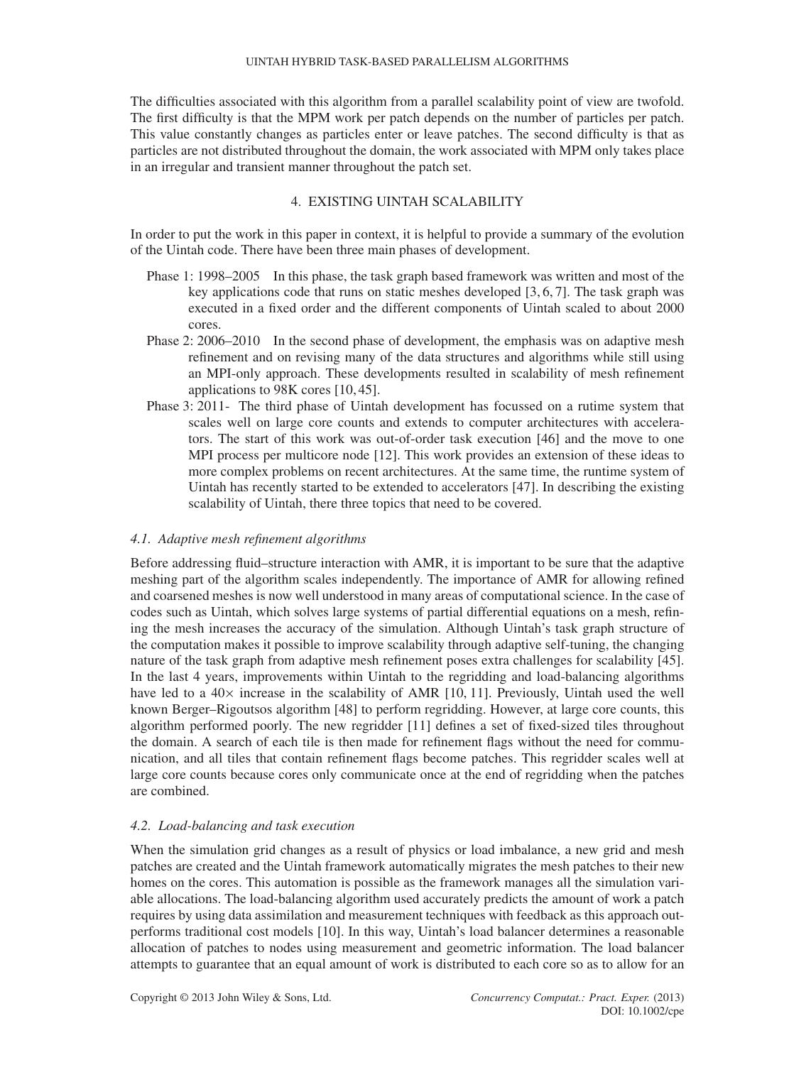The difficulties associated with this algorithm from a parallel scalability point of view are twofold. The first difficulty is that the MPM work per patch depends on the number of particles per patch. This value constantly changes as particles enter or leave patches. The second difficulty is that as particles are not distributed throughout the domain, the work associated with MPM only takes place in an irregular and transient manner throughout the patch set.

## 4. EXISTING UINTAH SCALABILITY

In order to put the work in this paper in context, it is helpful to provide a summary of the evolution of the Uintah code. There have been three main phases of development.

- Phase 1: 1998–2005 In this phase, the task graph based framework was written and most of the key applications code that runs on static meshes developed [3, 6, 7]. The task graph was executed in a fixed order and the different components of Uintah scaled to about 2000 cores.
- Phase 2: 2006–2010 In the second phase of development, the emphasis was on adaptive mesh refinement and on revising many of the data structures and algorithms while still using an MPI-only approach. These developments resulted in scalability of mesh refinement applications to 98K cores [10, 45].
- Phase 3: 2011- The third phase of Uintah development has focussed on a rutime system that scales well on large core counts and extends to computer architectures with accelerators. The start of this work was out-of-order task execution [46] and the move to one MPI process per multicore node [12]. This work provides an extension of these ideas to more complex problems on recent architectures. At the same time, the runtime system of Uintah has recently started to be extended to accelerators [47]. In describing the existing scalability of Uintah, there three topics that need to be covered.

### *4.1. Adaptive mesh refinement algorithms*

Before addressing fluid–structure interaction with AMR, it is important to be sure that the adaptive meshing part of the algorithm scales independently. The importance of AMR for allowing refined and coarsened meshes is now well understood in many areas of computational science. In the case of codes such as Uintah, which solves large systems of partial differential equations on a mesh, refining the mesh increases the accuracy of the simulation. Although Uintah's task graph structure of the computation makes it possible to improve scalability through adaptive self-tuning, the changing nature of the task graph from adaptive mesh refinement poses extra challenges for scalability [45]. In the last 4 years, improvements within Uintah to the regridding and load-balancing algorithms have led to a $40\times$ increase in the scalability of AMR [10, 11]. Previously, Uintah used the well known Berger–Rigoutsos algorithm [48] to perform regridding. However, at large core counts, this algorithm performed poorly. The new regridder [11] defines a set of fixed-sized tiles throughout the domain. A search of each tile is then made for refinement flags without the need for communication, and all tiles that contain refinement flags become patches. This regridder scales well at large core counts because cores only communicate once at the end of regridding when the patches are combined.

### *4.2. Load-balancing and task execution*

When the simulation grid changes as a result of physics or load imbalance, a new grid and mesh patches are created and the Uintah framework automatically migrates the mesh patches to their new homes on the cores. This automation is possible as the framework manages all the simulation variable allocations. The load-balancing algorithm used accurately predicts the amount of work a patch requires by using data assimilation and measurement techniques with feedback as this approach outperforms traditional cost models [10]. In this way, Uintah's load balancer determines a reasonable allocation of patches to nodes using measurement and geometric information. The load balancer attempts to guarantee that an equal amount of work is distributed to each core so as to allow for an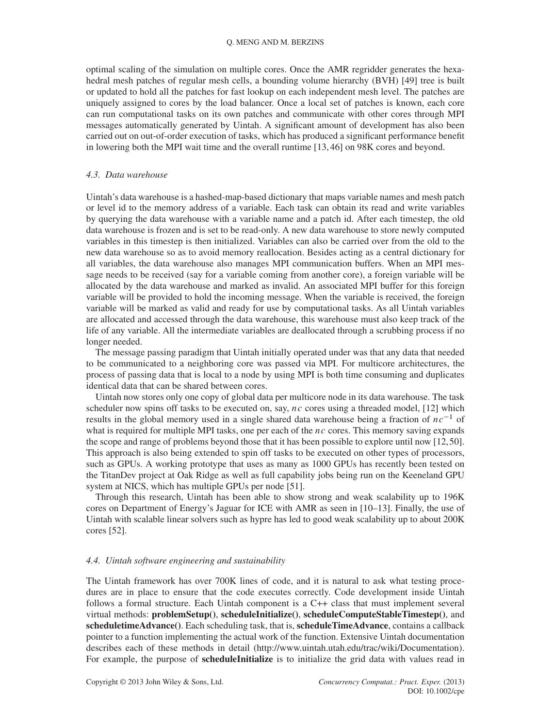optimal scaling of the simulation on multiple cores. Once the AMR regridder generates the hexahedral mesh patches of regular mesh cells, a bounding volume hierarchy (BVH) [49] tree is built or updated to hold all the patches for fast lookup on each independent mesh level. The patches are uniquely assigned to cores by the load balancer. Once a local set of patches is known, each core can run computational tasks on its own patches and communicate with other cores through MPI messages automatically generated by Uintah. A significant amount of development has also been carried out on out-of-order execution of tasks, which has produced a significant performance benefit in lowering both the MPI wait time and the overall runtime [13, 46] on 98K cores and beyond.

### *4.3. Data warehouse*

Uintah's data warehouse is a hashed-map-based dictionary that maps variable names and mesh patch or level id to the memory address of a variable. Each task can obtain its read and write variables by querying the data warehouse with a variable name and a patch id. After each timestep, the old data warehouse is frozen and is set to be read-only. A new data warehouse to store newly computed variables in this timestep is then initialized. Variables can also be carried over from the old to the new data warehouse so as to avoid memory reallocation. Besides acting as a central dictionary for all variables, the data warehouse also manages MPI communication buffers. When an MPI message needs to be received (say for a variable coming from another core), a foreign variable will be allocated by the data warehouse and marked as invalid. An associated MPI buffer for this foreign variable will be provided to hold the incoming message. When the variable is received, the foreign variable will be marked as valid and ready for use by computational tasks. As all Uintah variables are allocated and accessed through the data warehouse, this warehouse must also keep track of the life of any variable. All the intermediate variables are deallocated through a scrubbing process if no longer needed.

The message passing paradigm that Uintah initially operated under was that any data that needed to be communicated to a neighboring core was passed via MPI. For multicore architectures, the process of passing data that is local to a node by using MPI is both time consuming and duplicates identical data that can be shared between cores.

Uintah now stores only one copy of global data per multicore node in its data warehouse. The task scheduler now spins off tasks to be executed on, say, $nc$ cores using a threaded model, [12] which results in the global memory used in a single shared data warehouse being a fraction of $nc^{-1}$ of what is required for multiple MPI tasks, one per each of the $nc$ cores. This memory saving expands the scope and range of problems beyond those that it has been possible to explore until now [12, 50]. This approach is also being extended to spin off tasks to be executed on other types of processors, such as GPUs. A working prototype that uses as many as 1000 GPUs has recently been tested on the TitanDev project at Oak Ridge as well as full capability jobs being run on the Keeneland GPU system at NICS, which has multiple GPUs per node [51].

Through this research, Uintah has been able to show strong and weak scalability up to 196K cores on Department of Energy's Jaguar for ICE with AMR as seen in [10–13]. Finally, the use of Uintah with scalable linear solvers such as hypre has led to good weak scalability up to about 200K cores [52].

### *4.4. Uintah software engineering and sustainability*

The Uintah framework has over 700K lines of code, and it is natural to ask what testing procedures are in place to ensure that the code executes correctly. Code development inside Uintah follows a formal structure. Each Uintah component is a C++ class that must implement several virtual methods: **problemSetup()**, **scheduleInitialize()**, **scheduleComputeStableTimestep()**, and **scheduletimeAdvance()**. Each scheduling task, that is, **scheduleTimeAdvance**, contains a callback pointer to a function implementing the actual work of the function. Extensive Uintah documentation describes each of these methods in detail (http://www.uintah.utah.edu/trac/wiki/Documentation). For example, the purpose of **scheduleInitialize** is to initialize the grid data with values read in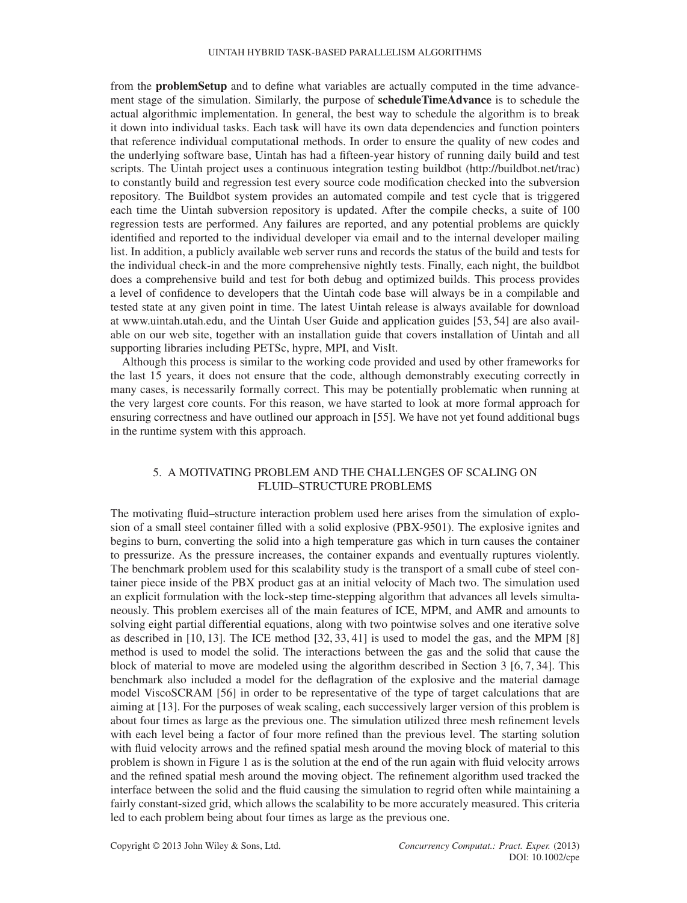from the **problemSetup** and to define what variables are actually computed in the time advancement stage of the simulation. Similarly, the purpose of **scheduleTimeAdvance** is to schedule the actual algorithmic implementation. In general, the best way to schedule the algorithm is to break it down into individual tasks. Each task will have its own data dependencies and function pointers that reference individual computational methods. In order to ensure the quality of new codes and the underlying software base, Uintah has had a fifteen-year history of running daily build and test scripts. The Uintah project uses a continuous integration testing buildbot (http://buildbot.net/trac) to constantly build and regression test every source code modification checked into the subversion repository. The Buildbot system provides an automated compile and test cycle that is triggered each time the Uintah subversion repository is updated. After the compile checks, a suite of 100 regression tests are performed. Any failures are reported, and any potential problems are quickly identified and reported to the individual developer via email and to the internal developer mailing list. In addition, a publicly available web server runs and records the status of the build and tests for the individual check-in and the more comprehensive nightly tests. Finally, each night, the buildbot does a comprehensive build and test for both debug and optimized builds. This process provides a level of confidence to developers that the Uintah code base will always be in a compilable and tested state at any given point in time. The latest Uintah release is always available for download at www.uintah.utah.edu, and the Uintah User Guide and application guides [53, 54] are also available on our web site, together with an installation guide that covers installation of Uintah and all supporting libraries including PETSc, hypre, MPI, and VisIt.

Although this process is similar to the working code provided and used by other frameworks for the last 15 years, it does not ensure that the code, although demonstrably executing correctly in many cases, is necessarily formally correct. This may be potentially problematic when running at the very largest core counts. For this reason, we have started to look at more formal approach for ensuring correctness and have outlined our approach in [55]. We have not yet found additional bugs in the runtime system with this approach.

## 5. A MOTIVATING PROBLEM AND THE CHALLENGES OF SCALING ON FLUID–STRUCTURE PROBLEMS

The motivating fluid–structure interaction problem used here arises from the simulation of explosion of a small steel container filled with a solid explosive (PBX-9501). The explosive ignites and begins to burn, converting the solid into a high temperature gas which in turn causes the container to pressurize. As the pressure increases, the container expands and eventually ruptures violently. The benchmark problem used for this scalability study is the transport of a small cube of steel container piece inside of the PBX product gas at an initial velocity of Mach two. The simulation used an explicit formulation with the lock-step time-stepping algorithm that advances all levels simultaneously. This problem exercises all of the main features of ICE, MPM, and AMR and amounts to solving eight partial differential equations, along with two pointwise solves and one iterative solve as described in [10, 13]. The ICE method [32, 33, 41] is used to model the gas, and the MPM [8] method is used to model the solid. The interactions between the gas and the solid that cause the block of material to move are modeled using the algorithm described in Section 3 [6, 7, 34]. This benchmark also included a model for the deflagration of the explosive and the material damage model ViscoSCRAM [56] in order to be representative of the type of target calculations that are aiming at [13]. For the purposes of weak scaling, each successively larger version of this problem is about four times as large as the previous one. The simulation utilized three mesh refinement levels with each level being a factor of four more refined than the previous level. The starting solution with fluid velocity arrows and the refined spatial mesh around the moving block of material to this problem is shown in Figure 1 as is the solution at the end of the run again with fluid velocity arrows and the refined spatial mesh around the moving object. The refinement algorithm used tracked the interface between the solid and the fluid causing the simulation to regrid often while maintaining a fairly constant-sized grid, which allows the scalability to be more accurately measured. This criteria led to each problem being about four times as large as the previous one.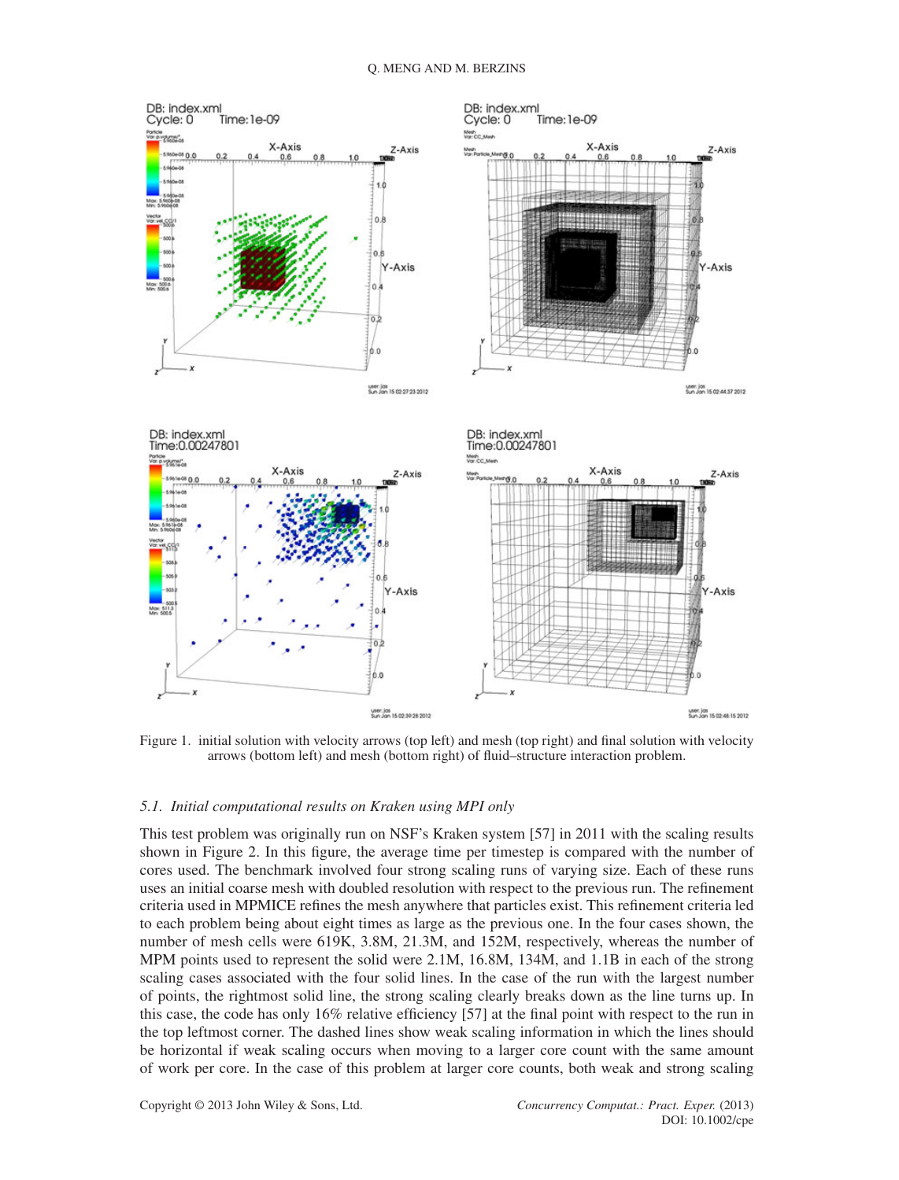Figure 1. initial solution with velocity arrows (top left) and mesh (top right) and final solution with velocity arrows (bottom left) and mesh (bottom right) of fluid–structure interaction problem.

### 5.1. *Initial computational results on Kraken using MPI only*

This test problem was originally run on NSF's Kraken system [57] in 2011 with the scaling results shown in Figure 2. In this figure, the average time per timestep is compared with the number of cores used. The benchmark involved four strong scaling runs of varying size. Each of these runs uses an initial coarse mesh with doubled resolution with respect to the previous run. The refinement criteria used in MPMICE refines the mesh anywhere that particles exist. This refinement criteria led to each problem being about eight times as large as the previous one. In the four cases shown, the number of mesh cells were 619K, 3.8M, 21.3M, and 152M, respectively, whereas the number of MPM points used to represent the solid were 2.1M, 16.8M, 134M, and 1.1B in each of the strong scaling cases associated with the four solid lines. In the case of the run with the largest number of points, the rightmost solid line, the strong scaling clearly breaks down as the line turns up. In this case, the code has only 16% relative efficiency [57] at the final point with respect to the run in the top leftmost corner. The dashed lines show weak scaling information in which the lines should be horizontal if weak scaling occurs when moving to a larger core count with the same amount of work per core. In the case of this problem at larger core counts, both weak and strong scaling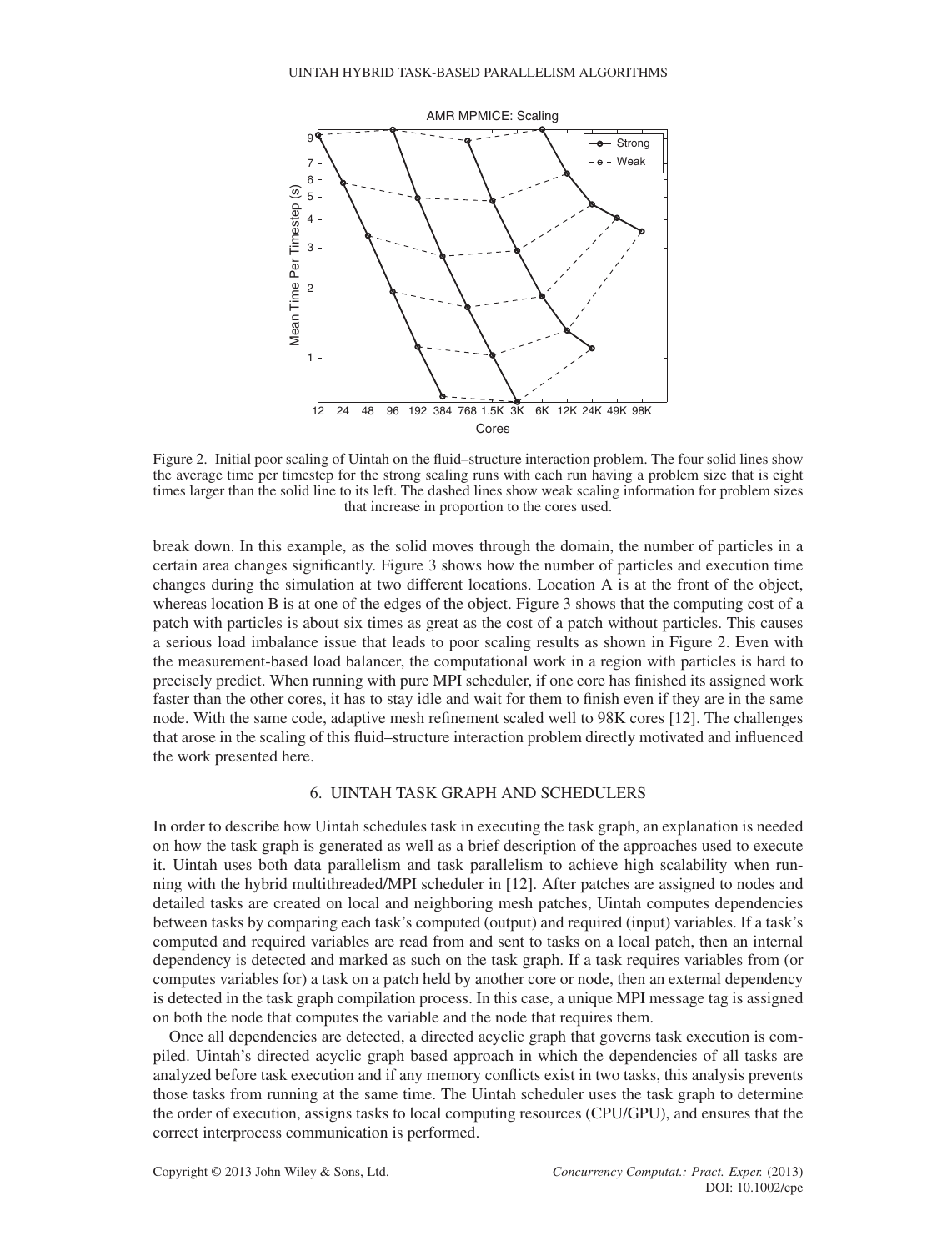Figure 2. Initial poor scaling of Uintah on the fluid–structure interaction problem. The four solid lines show the average time per timestep for the strong scaling runs with each run having a problem size that is eight times larger than the solid line to its left. The dashed lines show weak scaling information for problem sizes that increase in proportion to the cores used.

break down. In this example, as the solid moves through the domain, the number of particles in a certain area changes significantly. Figure 3 shows how the number of particles and execution time changes during the simulation at two different locations. Location A is at the front of the object, whereas location B is at one of the edges of the object. Figure 3 shows that the computing cost of a patch with particles is about six times as great as the cost of a patch without particles. This causes a serious load imbalance issue that leads to poor scaling results as shown in Figure 2. Even with the measurement-based load balancer, the computational work in a region with particles is hard to precisely predict. When running with pure MPI scheduler, if one core has finished its assigned work faster than the other cores, it has to stay idle and wait for them to finish even if they are in the same node. With the same code, adaptive mesh refinement scaled well to 98K cores [12]. The challenges that arose in the scaling of this fluid–structure interaction problem directly motivated and influenced the work presented here.

## 6. UINTAH TASK GRAPH AND SCHEDULERS

In order to describe how Uintah schedules task in executing the task graph, an explanation is needed on how the task graph is generated as well as a brief description of the approaches used to execute it. Uintah uses both data parallelism and task parallelism to achieve high scalability when running with the hybrid multithreaded/MPI scheduler in [12]. After patches are assigned to nodes and detailed tasks are created on local and neighboring mesh patches, Uintah computes dependencies between tasks by comparing each task's computed (output) and required (input) variables. If a task's computed and required variables are read from and sent to tasks on a local patch, then an internal dependency is detected and marked as such on the task graph. If a task requires variables from (or computes variables for) a task on a patch held by another core or node, then an external dependency is detected in the task graph compilation process. In this case, a unique MPI message tag is assigned on both the node that computes the variable and the node that requires them.

Once all dependencies are detected, a directed acyclic graph that governs task execution is compiled. Uintah's directed acyclic graph based approach in which the dependencies of all tasks are analyzed before task execution and if any memory conflicts exist in two tasks, this analysis prevents those tasks from running at the same time. The Uintah scheduler uses the task graph to determine the order of execution, assigns tasks to local computing resources (CPU/GPU), and ensures that the correct interprocess communication is performed.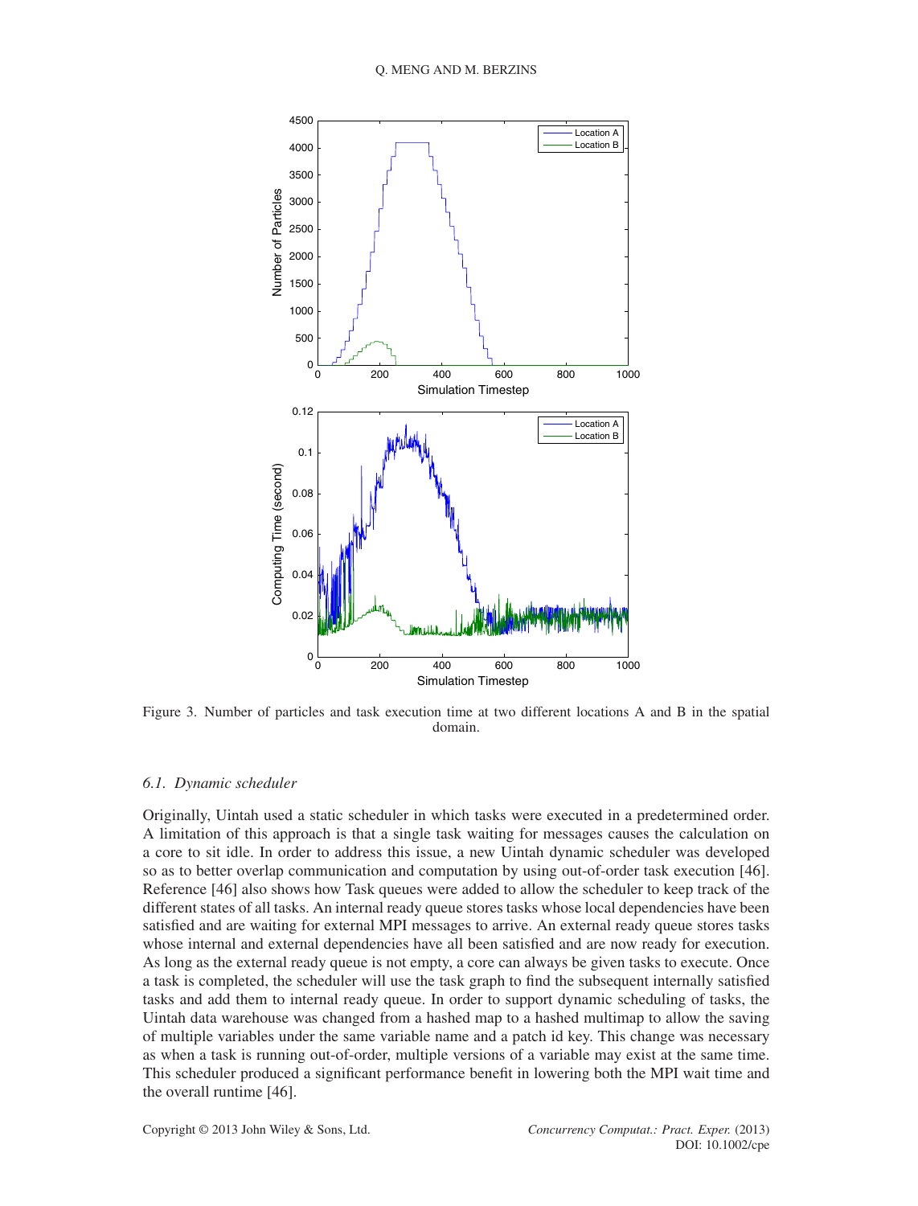Figure 3. Number of particles and task execution time at two different locations A and B in the spatial domain.

### 6.1. *Dynamic scheduler*

Originally, Uintah used a static scheduler in which tasks were executed in a predetermined order. A limitation of this approach is that a single task waiting for messages causes the calculation on a core to sit idle. In order to address this issue, a new Uintah dynamic scheduler was developed so as to better overlap communication and computation by using out-of-order task execution [46]. Reference [46] also shows how Task queues were added to allow the scheduler to keep track of the different states of all tasks. An internal ready queue stores tasks whose local dependencies have been satisfied and are waiting for external MPI messages to arrive. An external ready queue stores tasks whose internal and external dependencies have all been satisfied and are now ready for execution. As long as the external ready queue is not empty, a core can always be given tasks to execute. Once a task is completed, the scheduler will use the task graph to find the subsequent internally satisfied tasks and add them to internal ready queue. In order to support dynamic scheduling of tasks, the Uintah data warehouse was changed from a hashed map to a hashed multimap to allow the saving of multiple variables under the same variable name and a patch id key. This change was necessary as when a task is running out-of-order, multiple versions of a variable may exist at the same time. This scheduler produced a significant performance benefit in lowering both the MPI wait time and the overall runtime [46].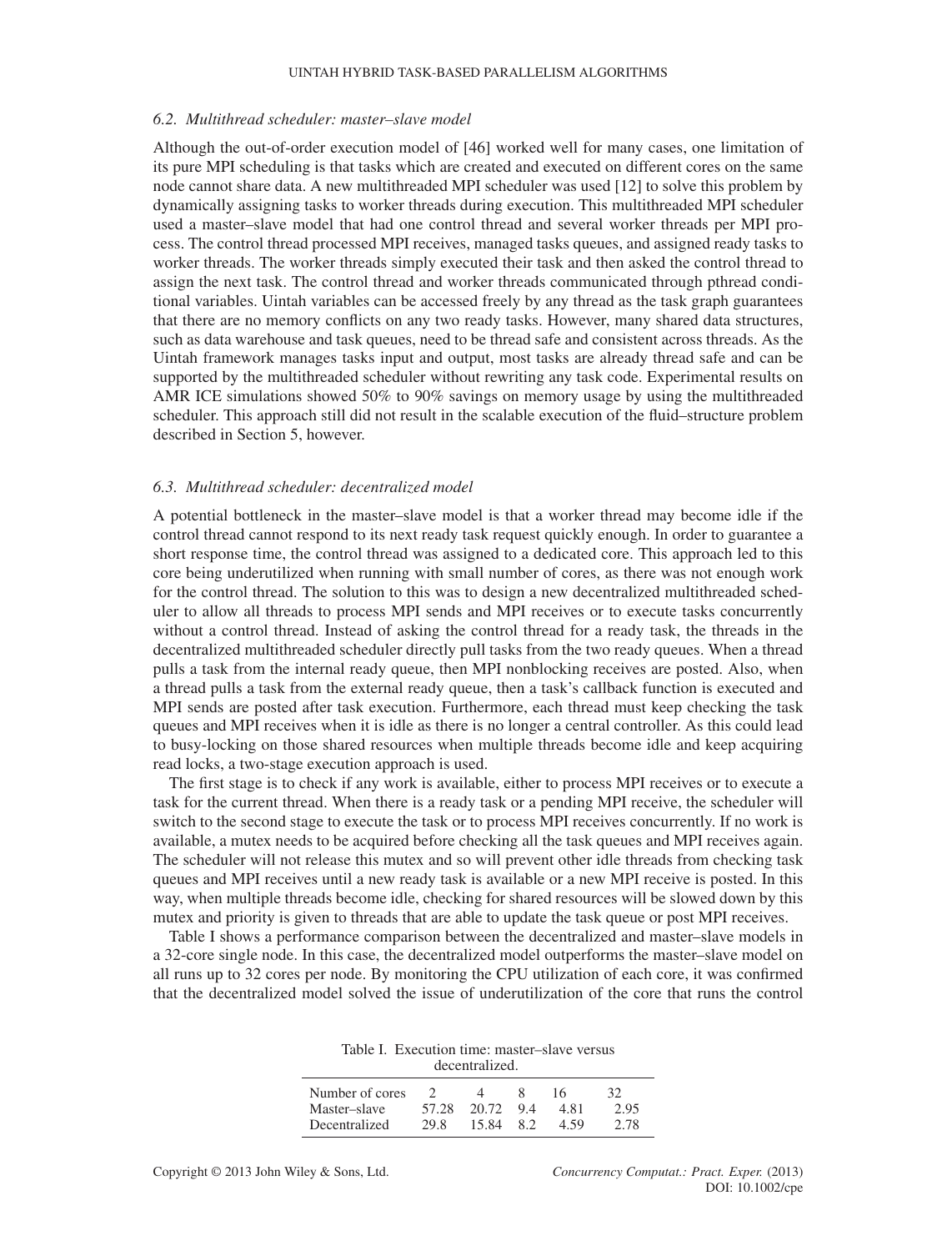### 6.2. Multithread scheduler: master–slave model

Although the out-of-order execution model of [46] worked well for many cases, one limitation of its pure MPI scheduling is that tasks which are created and executed on different cores on the same node cannot share data. A new multithreaded MPI scheduler was used [12] to solve this problem by dynamically assigning tasks to worker threads during execution. This multithreaded MPI scheduler used a master–slave model that had one control thread and several worker threads per MPI process. The control thread processed MPI receives, managed tasks queues, and assigned ready tasks to worker threads. The worker threads simply executed their task and then asked the control thread to assign the next task. The control thread and worker threads communicated through pthread conditional variables. Uintah variables can be accessed freely by any thread as the task graph guarantees that there are no memory conflicts on any two ready tasks. However, many shared data structures, such as data warehouse and task queues, need to be thread safe and consistent across threads. As the Uintah framework manages tasks input and output, most tasks are already thread safe and can be supported by the multithreaded scheduler without rewriting any task code. Experimental results on AMR ICE simulations showed 50% to 90% savings on memory usage by using the multithreaded scheduler. This approach still did not result in the scalable execution of the fluid–structure problem described in Section 5, however.

### 6.3. Multithread scheduler: decentralized model

A potential bottleneck in the master–slave model is that a worker thread may become idle if the control thread cannot respond to its next ready task request quickly enough. In order to guarantee a short response time, the control thread was assigned to a dedicated core. This approach led to this core being underutilized when running with small number of cores, as there was not enough work for the control thread. The solution to this was to design a new decentralized multithreaded scheduler to allow all threads to process MPI sends and MPI receives or to execute tasks concurrently without a control thread. Instead of asking the control thread for a ready task, the threads in the decentralized multithreaded scheduler directly pull tasks from the two ready queues. When a thread pulls a task from the internal ready queue, then MPI nonblocking receives are posted. Also, when a thread pulls a task from the external ready queue, then a task's callback function is executed and MPI sends are posted after task execution. Furthermore, each thread must keep checking the task queues and MPI receives when it is idle as there is no longer a central controller. As this could lead to busy-locking on those shared resources when multiple threads become idle and keep acquiring read locks, a two-stage execution approach is used.

The first stage is to check if any work is available, either to process MPI receives or to execute a task for the current thread. When there is a ready task or a pending MPI receive, the scheduler will switch to the second stage to execute the task or to process MPI receives concurrently. If no work is available, a mutex needs to be acquired before checking all the task queues and MPI receives again. The scheduler will not release this mutex and so will prevent other idle threads from checking task queues and MPI receives until a new ready task is available or a new MPI receive is posted. In this way, when multiple threads become idle, checking for shared resources will be slowed down by this mutex and priority is given to threads that are able to update the task queue or post MPI receives.

Table I shows a performance comparison between the decentralized and master–slave models in a 32-core single node. In this case, the decentralized model outperforms the master–slave model on all runs up to 32 cores per node. By monitoring the CPU utilization of each core, it was confirmed that the decentralized model solved the issue of underutilization of the core that runs the control

Table I. Execution time: master–slave versus decentralized.

| Number of cores | 2 | 4 | 8 | 16 | 32 |
|---|---|---|---|---|---|
| Master–slave | 57.28 | 20.72 | 9.4 | 4.81 | 2.95 |
| Decentralized | 29.8 | 15.84 | 8.2 | 4.59 | 2.78 |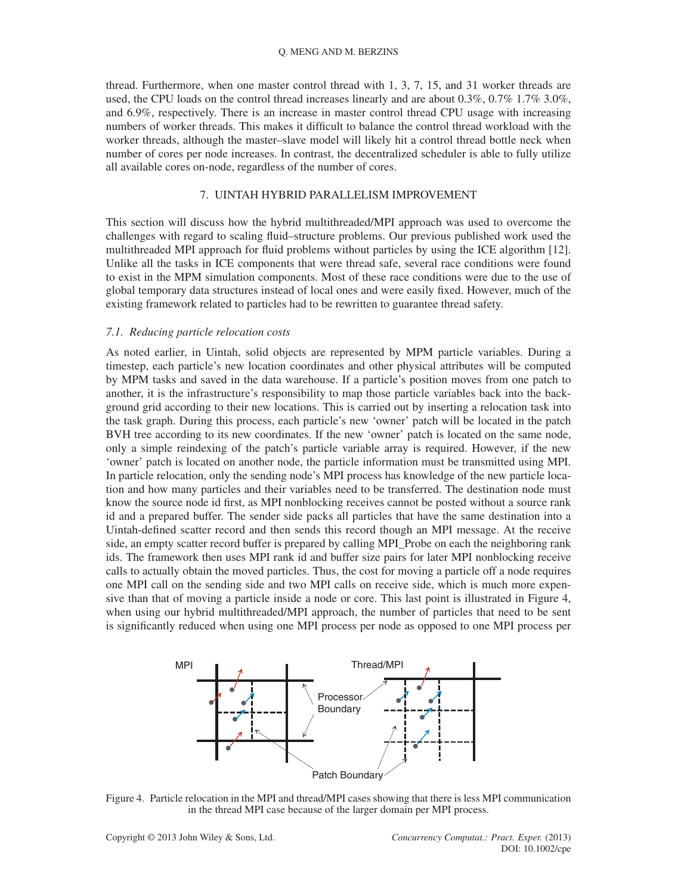thread. Furthermore, when one master control thread with 1, 3, 7, 15, and 31 worker threads are used, the CPU loads on the control thread increases linearly and are about 0.3%, 0.7% 1.7% 3.0%, and 6.9%, respectively. There is an increase in master control thread CPU usage with increasing numbers of worker threads. This makes it difficult to balance the control thread workload with the worker threads, although the master–slave model will likely hit a control thread bottle neck when number of cores per node increases. In contrast, the decentralized scheduler is able to fully utilize all available cores on-node, regardless of the number of cores.

## 7. UINTAH HYBRID PARALLELISM IMPROVEMENT

This section will discuss how the hybrid multithreaded/MPI approach was used to overcome the challenges with regard to scaling fluid–structure problems. Our previous published work used the multithreaded MPI approach for fluid problems without particles by using the ICE algorithm [12]. Unlike all the tasks in ICE components that were thread safe, several race conditions were found to exist in the MPM simulation components. Most of these race conditions were due to the use of global temporary data structures instead of local ones and were easily fixed. However, much of the existing framework related to particles had to be rewritten to guarantee thread safety.

### *7.1. Reducing particle relocation costs*

As noted earlier, in Uintah, solid objects are represented by MPM particle variables. During a timestep, each particle's new location coordinates and other physical attributes will be computed by MPM tasks and saved in the data warehouse. If a particle's position moves from one patch to another, it is the infrastructure's responsibility to map those particle variables back into the background grid according to their new locations. This is carried out by inserting a relocation task into the task graph. During this process, each particle's new 'owner' patch will be located in the patch BVH tree according to its new coordinates. If the new 'owner' patch is located on the same node, only a simple reindexing of the patch's particle variable array is required. However, if the new 'owner' patch is located on another node, the particle information must be transmitted using MPI. In particle relocation, only the sending node's MPI process has knowledge of the new particle location and how many particles and their variables need to be transferred. The destination node must know the source node id first, as MPI nonblocking receives cannot be posted without a source rank id and a prepared buffer. The sender side packs all particles that have the same destination into a Uintah-defined scatter record and then sends this record though an MPI message. At the receive side, an empty scatter record buffer is prepared by calling MPI_Probe on each the neighboring rank ids. The framework then uses MPI rank id and buffer size pairs for later MPI nonblocking receive calls to actually obtain the moved particles. Thus, the cost for moving a particle off a node requires one MPI call on the sending side and two MPI calls on receive side, which is much more expensive than that of moving a particle inside a node or core. This last point is illustrated in Figure 4, when using our hybrid multithreaded/MPI approach, the number of particles that need to be sent is significantly reduced when using one MPI process per node as opposed to one MPI process per

Figure 4. Particle relocation in the MPI and thread/MPI cases showing that there is less MPI communication in the thread MPI case because of the larger domain per MPI process.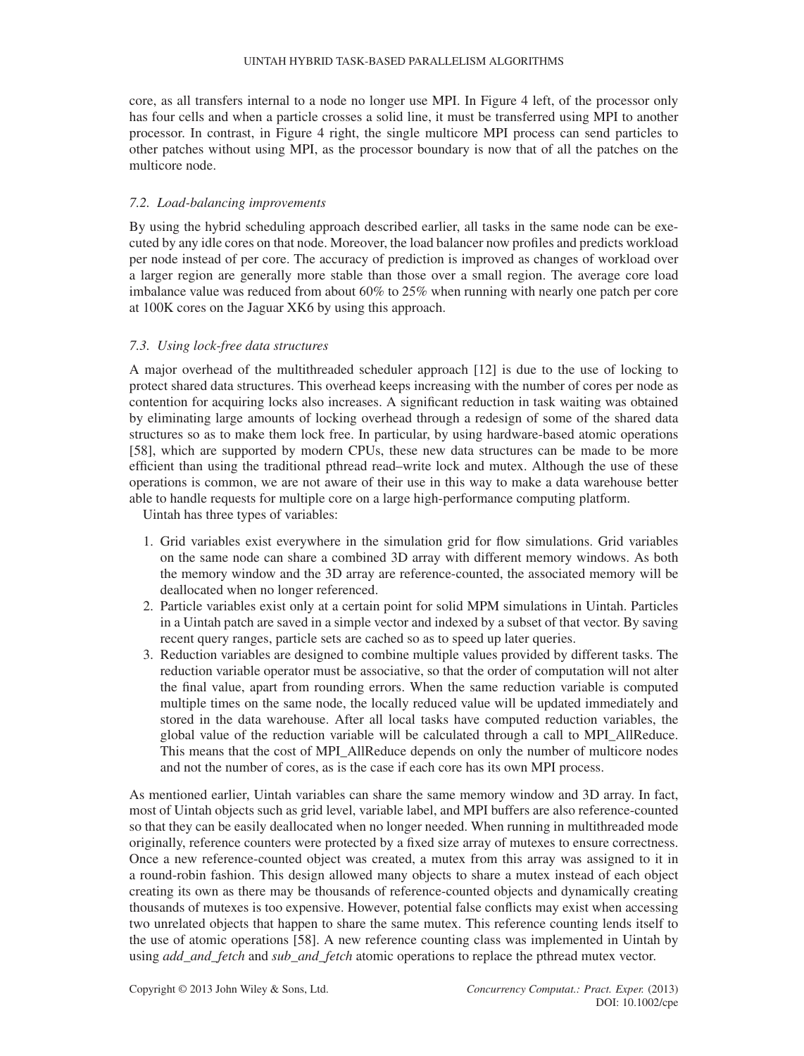core, as all transfers internal to a node no longer use MPI. In Figure 4 left, of the processor only has four cells and when a particle crosses a solid line, it must be transferred using MPI to another processor. In contrast, in Figure 4 right, the single multicore MPI process can send particles to other patches without using MPI, as the processor boundary is now that of all the patches on the multicore node.

### *7.2. Load-balancing improvements*

By using the hybrid scheduling approach described earlier, all tasks in the same node can be executed by any idle cores on that node. Moreover, the load balancer now profiles and predicts workload per node instead of per core. The accuracy of prediction is improved as changes of workload over a larger region are generally more stable than those over a small region. The average core load imbalance value was reduced from about 60% to 25% when running with nearly one patch per core at 100K cores on the Jaguar XK6 by using this approach.

### *7.3. Using lock-free data structures*

A major overhead of the multithreaded scheduler approach [12] is due to the use of locking to protect shared data structures. This overhead keeps increasing with the number of cores per node as contention for acquiring locks also increases. A significant reduction in task waiting was obtained by eliminating large amounts of locking overhead through a redesign of some of the shared data structures so as to make them lock free. In particular, by using hardware-based atomic operations [58], which are supported by modern CPUs, these new data structures can be made to be more efficient than using the traditional pthread read–write lock and mutex. Although the use of these operations is common, we are not aware of their use in this way to make a data warehouse better able to handle requests for multiple core on a large high-performance computing platform.

Uintah has three types of variables:

1. Grid variables exist everywhere in the simulation grid for flow simulations. Grid variables on the same node can share a combined 3D array with different memory windows. As both the memory window and the 3D array are reference-counted, the associated memory will be deallocated when no longer referenced.
2. Particle variables exist only at a certain point for solid MPM simulations in Uintah. Particles in a Uintah patch are saved in a simple vector and indexed by a subset of that vector. By saving recent query ranges, particle sets are cached so as to speed up later queries.
3. Reduction variables are designed to combine multiple values provided by different tasks. The reduction variable operator must be associative, so that the order of computation will not alter the final value, apart from rounding errors. When the same reduction variable is computed multiple times on the same node, the locally reduced value will be updated immediately and stored in the data warehouse. After all local tasks have computed reduction variables, the global value of the reduction variable will be calculated through a call to MPI_AllReduce. This means that the cost of MPI_AllReduce depends on only the number of multicore nodes and not the number of cores, as is the case if each core has its own MPI process.

As mentioned earlier, Uintah variables can share the same memory window and 3D array. In fact, most of Uintah objects such as grid level, variable label, and MPI buffers are also reference-counted so that they can be easily deallocated when no longer needed. When running in multithreaded mode originally, reference counters were protected by a fixed size array of mutexes to ensure correctness. Once a new reference-counted object was created, a mutex from this array was assigned to it in a round-robin fashion. This design allowed many objects to share a mutex instead of each object creating its own as there may be thousands of reference-counted objects and dynamically creating thousands of mutexes is too expensive. However, potential false conflicts may exist when accessing two unrelated objects that happen to share the same mutex. This reference counting lends itself to the use of atomic operations [58]. A new reference counting class was implemented in Uintah by using *add_and_fetch* and *sub_and_fetch* atomic operations to replace the pthread mutex vector.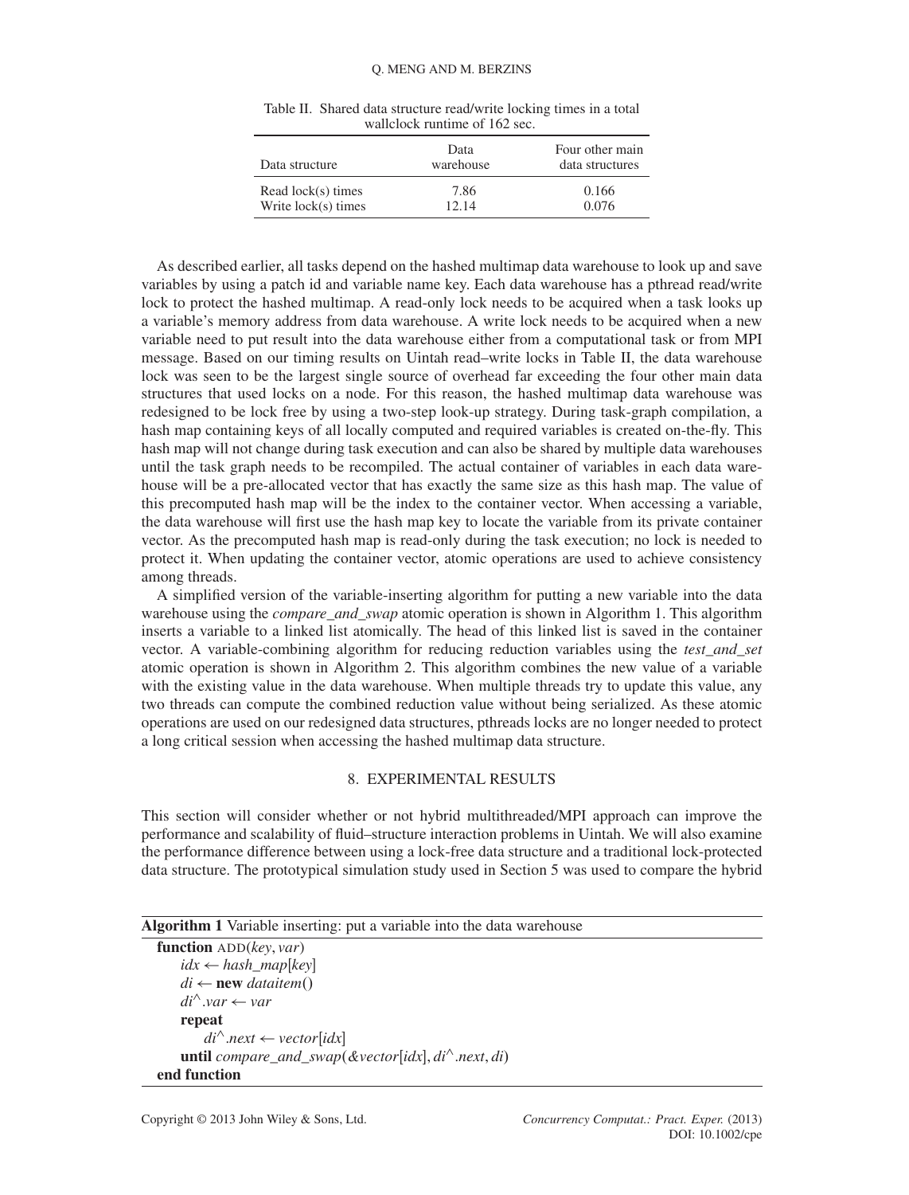Table II. Shared data structure read/write locking times in a total wallclock runtime of 162 sec.

| Data structure | Data warehouse | Four other main data structures |
|---|---|---|
| Read lock(s) times | 7.86 | 0.166 |
| Write lock(s) times | 12.14 | 0.076 |

As described earlier, all tasks depend on the hashed multimap data warehouse to look up and save variables by using a patch id and variable name key. Each data warehouse has a pthread read/write lock to protect the hashed multimap. A read-only lock needs to be acquired when a task looks up a variable's memory address from data warehouse. A write lock needs to be acquired when a new variable need to put result into the data warehouse either from a computational task or from MPI message. Based on our timing results on Uintah read–write locks in Table II, the data warehouse lock was seen to be the largest single source of overhead far exceeding the four other main data structures that used locks on a node. For this reason, the hashed multimap data warehouse was redesigned to be lock free by using a two-step look-up strategy. During task-graph compilation, a hash map containing keys of all locally computed and required variables is created on-the-fly. This hash map will not change during task execution and can also be shared by multiple data warehouses until the task graph needs to be recompiled. The actual container of variables in each data warehouse will be a pre-allocated vector that has exactly the same size as this hash map. The value of this precomputed hash map will be the index to the container vector. When accessing a variable, the data warehouse will first use the hash map key to locate the variable from its private container vector. As the precomputed hash map is read-only during the task execution; no lock is needed to protect it. When updating the container vector, atomic operations are used to achieve consistency among threads.

A simplified version of the variable-inserting algorithm for putting a new variable into the data warehouse using the *compare_and_swap* atomic operation is shown in Algorithm 1. This algorithm inserts a variable to a linked list atomically. The head of this linked list is saved in the container vector. A variable-combining algorithm for reducing reduction variables using the *test_and_set* atomic operation is shown in Algorithm 2. This algorithm combines the new value of a variable with the existing value in the data warehouse. When multiple threads try to update this value, any two threads can compute the combined reduction value without being serialized. As these atomic operations are used on our redesigned data structures, pthreads locks are no longer needed to protect a long critical session when accessing the hashed multimap data structure.

## 8. EXPERIMENTAL RESULTS

This section will consider whether or not hybrid multithreaded/MPI approach can improve the performance and scalability of fluid–structure interaction problems in Uintah. We will also examine the performance difference between using a lock-free data structure and a traditional lock-protected data structure. The prototypical simulation study used in Section 5 was used to compare the hybrid

**Algorithm 1** Variable inserting: put a variable into the data warehouse

```
function ADD(key, var)
    idx ← hash_map[key]
    di ← new dataitem()
    di^.var ← var
    repeat
        di^.next ← vector[idx]
    until compare_and_swap(&vector[idx], di^.next, di)
end function
```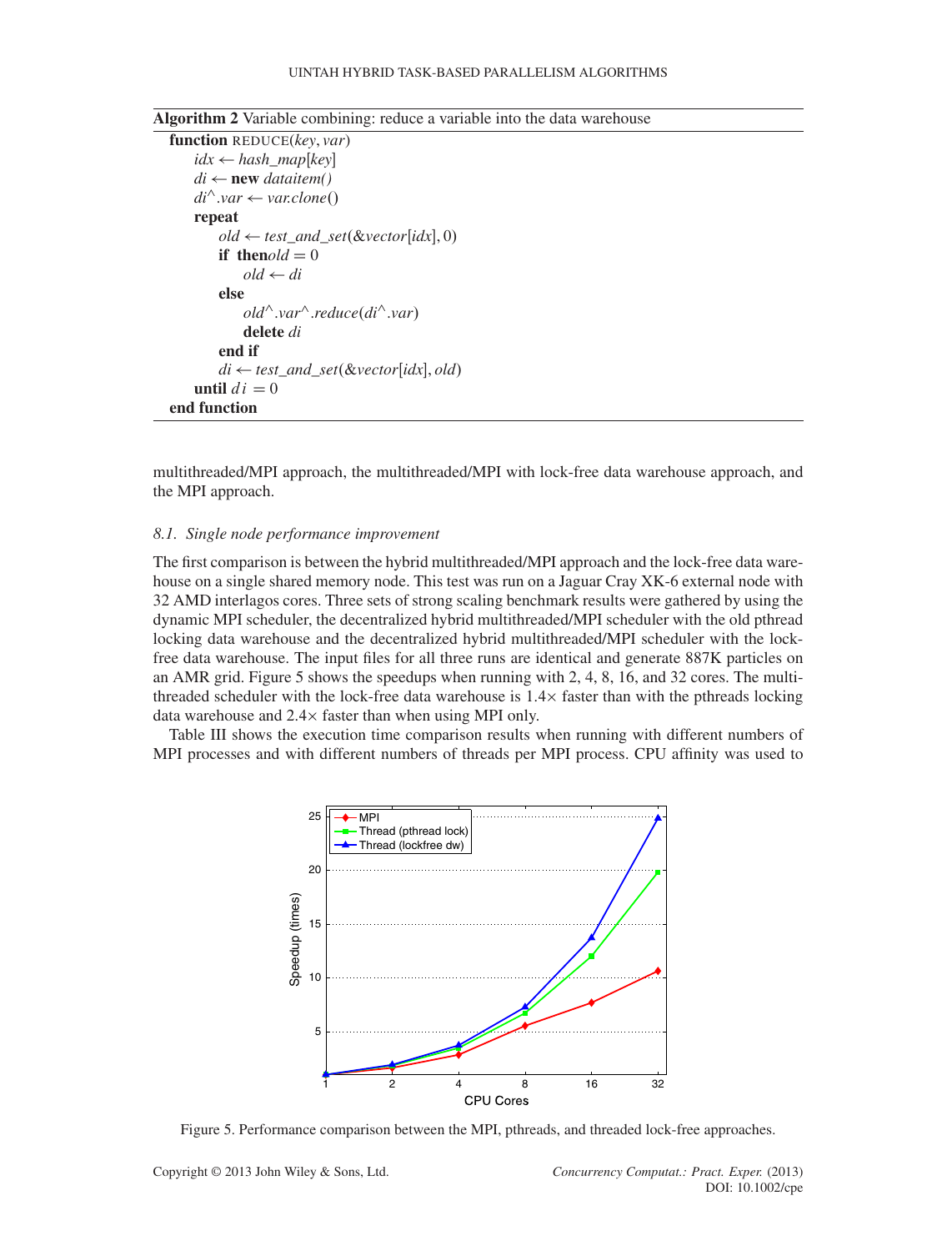**Algorithm 2** Variable combining: reduce a variable into the data warehouse

```
function REDUCE(key, var)
    idx ← hash_map[key]
    di ← new dataitem()
    di^.var ← var.clone()
    repeat
        old ← test_and_set(&vector[idx], 0)
        if thenold = 0
            old ← di
        else
            old^.var^.reduce(di^.var)
            delete di
        end if
        di ← test_and_set(&vector[idx], old)
    until di = 0
end function
```

multithreaded/MPI approach, the multithreaded/MPI with lock-free data warehouse approach, and the MPI approach.

### 8.1. *Single node performance improvement*

The first comparison is between the hybrid multithreaded/MPI approach and the lock-free data warehouse on a single shared memory node. This test was run on a Jaguar Cray XK-6 external node with 32 AMD interlagos cores. Three sets of strong scaling benchmark results were gathered by using the dynamic MPI scheduler, the decentralized hybrid multithreaded/MPI scheduler with the old pthread locking data warehouse and the decentralized hybrid multithreaded/MPI scheduler with the lock-free data warehouse. The input files for all three runs are identical and generate 887K particles on an AMR grid. Figure 5 shows the speedups when running with 2, 4, 8, 16, and 32 cores. The multithreaded scheduler with the lock-free data warehouse is 1.4× faster than with the pthreads locking data warehouse and 2.4× faster than when using MPI only.

Table III shows the execution time comparison results when running with different numbers of MPI processes and with different numbers of threads per MPI process. CPU affinity was used to

Figure 5. Performance comparison between the MPI, pthreads, and threaded lock-free approaches.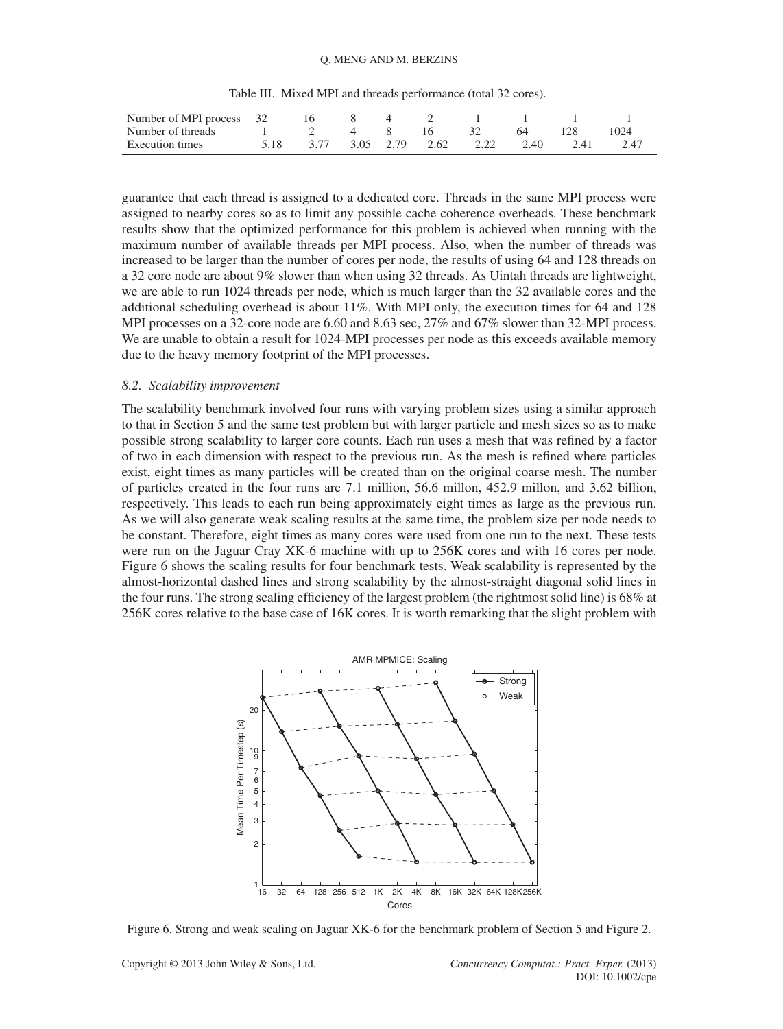Table III. Mixed MPI and threads performance (total 32 cores).

| Number of MPI process | 32 | 16 | 8 | 4 | 2 | 1 | 1 | 1 | 1 |
|---|---|---|---|---|---|---|---|---|---|
| Number of threads | 1 | 2 | 4 | 8 | 16 | 32 | 64 | 128 | 1024 |
| Execution times | 5.18 | 3.77 | 3.05 | 2.79 | 2.62 | 2.22 | 2.40 | 2.41 | 2.47 |

guarantee that each thread is assigned to a dedicated core. Threads in the same MPI process were assigned to nearby cores so as to limit any possible cache coherence overheads. These benchmark results show that the optimized performance for this problem is achieved when running with the maximum number of available threads per MPI process. Also, when the number of threads was increased to be larger than the number of cores per node, the results of using 64 and 128 threads on a 32 core node are about 9% slower than when using 32 threads. As Uintah threads are lightweight, we are able to run 1024 threads per node, which is much larger than the 32 available cores and the additional scheduling overhead is about 11%. With MPI only, the execution times for 64 and 128 MPI processes on a 32-core node are 6.60 and 8.63 sec, 27% and 67% slower than 32-MPI process. We are unable to obtain a result for 1024-MPI processes per node as this exceeds available memory due to the heavy memory footprint of the MPI processes.

### *8.2. Scalability improvement*

The scalability benchmark involved four runs with varying problem sizes using a similar approach to that in Section 5 and the same test problem but with larger particle and mesh sizes so as to make possible strong scalability to larger core counts. Each run uses a mesh that was refined by a factor of two in each dimension with respect to the previous run. As the mesh is refined where particles exist, eight times as many particles will be created than on the original coarse mesh. The number of particles created in the four runs are 7.1 million, 56.6 millon, 452.9 millon, and 3.62 billion, respectively. This leads to each run being approximately eight times as large as the previous run. As we will also generate weak scaling results at the same time, the problem size per node needs to be constant. Therefore, eight times as many cores were used from one run to the next. These tests were run on the Jaguar Cray XK-6 machine with up to 256K cores and with 16 cores per node. Figure 6 shows the scaling results for four benchmark tests. Weak scalability is represented by the almost-horizontal dashed lines and strong scalability by the almost-straight diagonal solid lines in the four runs. The strong scaling efficiency of the largest problem (the rightmost solid line) is 68% at 256K cores relative to the base case of 16K cores. It is worth remarking that the slight problem with

Figure 6. Strong and weak scaling on Jaguar XK-6 for the benchmark problem of Section 5 and Figure 2.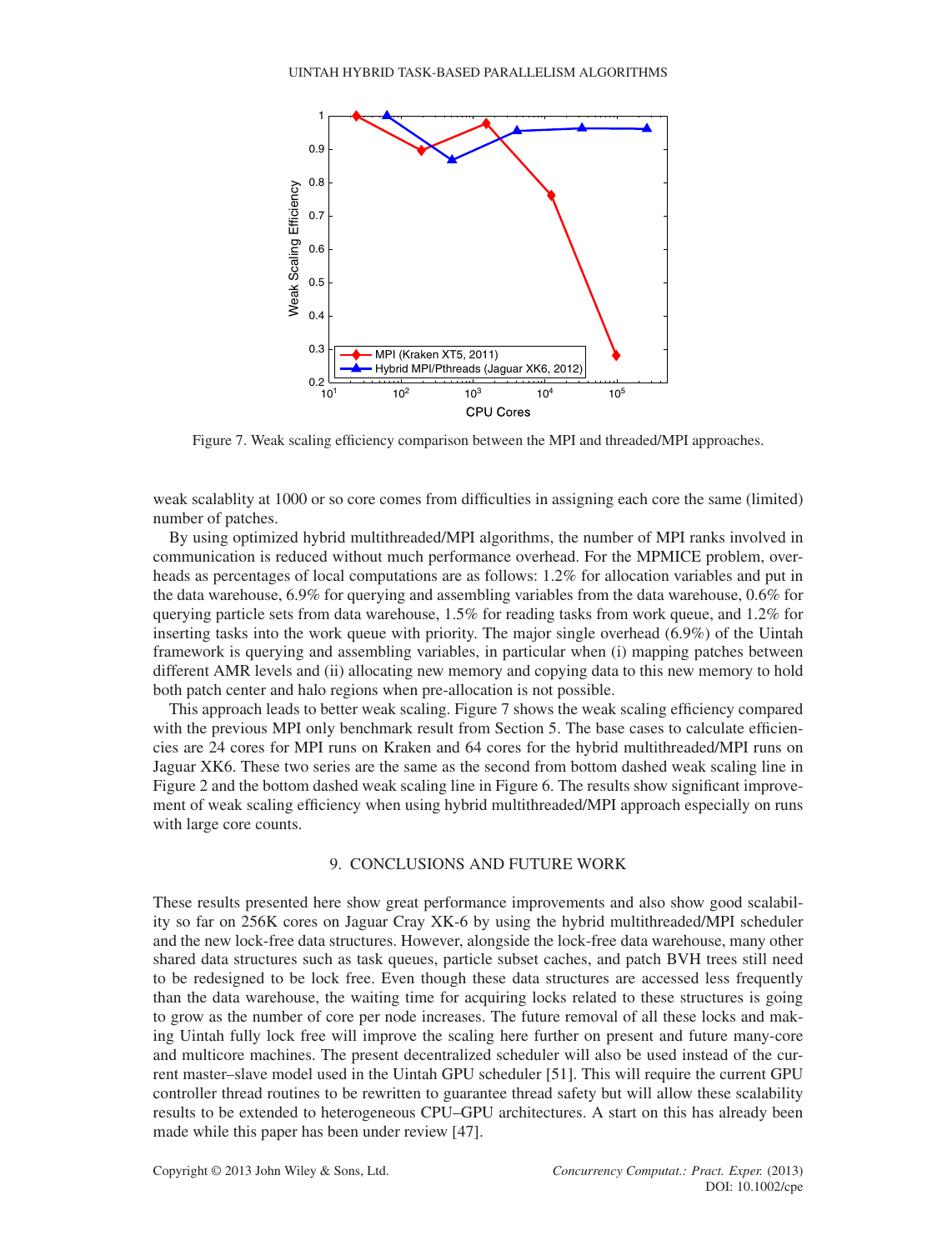Figure 7. Weak scaling efficiency comparison between the MPI and threaded/MPI approaches.

weak scalablity at 1000 or so core comes from difficulties in assigning each core the same (limited) number of patches.

By using optimized hybrid multithreaded/MPI algorithms, the number of MPI ranks involved in communication is reduced without much performance overhead. For the MPMICE problem, overheads as percentages of local computations are as follows: 1.2% for allocation variables and put in the data warehouse, 6.9% for querying and assembling variables from the data warehouse, 0.6% for querying particle sets from data warehouse, 1.5% for reading tasks from work queue, and 1.2% for inserting tasks into the work queue with priority. The major single overhead (6.9%) of the Uintah framework is querying and assembling variables, in particular when (i) mapping patches between different AMR levels and (ii) allocating new memory and copying data to this new memory to hold both patch center and halo regions when pre-allocation is not possible.

This approach leads to better weak scaling. Figure 7 shows the weak scaling efficiency compared with the previous MPI only benchmark result from Section 5. The base cases to calculate efficiencies are 24 cores for MPI runs on Kraken and 64 cores for the hybrid multithreaded/MPI runs on Jaguar XK6. These two series are the same as the second from bottom dashed weak scaling line in Figure 2 and the bottom dashed weak scaling line in Figure 6. The results show significant improvement of weak scaling efficiency when using hybrid multithreaded/MPI approach especially on runs with large core counts.

## 9. CONCLUSIONS AND FUTURE WORK

These results presented here show great performance improvements and also show good scalability so far on 256K cores on Jaguar Cray XK-6 by using the hybrid multithreaded/MPI scheduler and the new lock-free data structures. However, alongside the lock-free data warehouse, many other shared data structures such as task queues, particle subset caches, and patch BVH trees still need to be redesigned to be lock free. Even though these data structures are accessed less frequently than the data warehouse, the waiting time for acquiring locks related to these structures is going to grow as the number of core per node increases. The future removal of all these locks and making Uintah fully lock free will improve the scaling here further on present and future many-core and multicore machines. The present decentralized scheduler will also be used instead of the current master–slave model used in the Uintah GPU scheduler [51]. This will require the current GPU controller thread routines to be rewritten to guarantee thread safety but will allow these scalability results to be extended to heterogeneous CPU–GPU architectures. A start on this has already been made while this paper has been under review [47].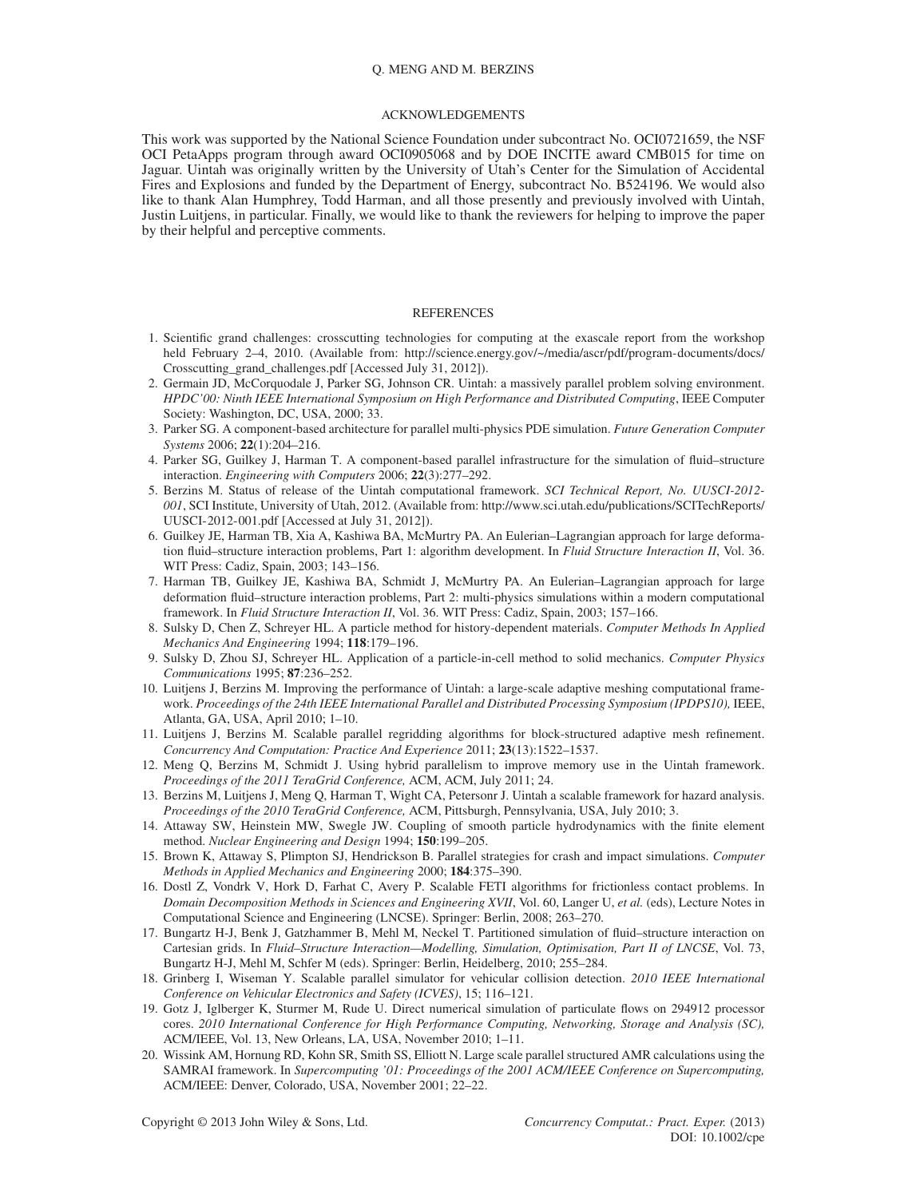## ACKNOWLEDGEMENTS

This work was supported by the National Science Foundation under subcontract No. OCI0721659, the NSF OCI PetaApps program through award OCI0905068 and by DOE INCITE award CMB015 for time on Jaguar. Uintah was originally written by the University of Utah's Center for the Simulation of Accidental Fires and Explosions and funded by the Department of Energy, subcontract No. B524196. We would also like to thank Alan Humphrey, Todd Harman, and all those presently and previously involved with Uintah, Justin Luitjens, in particular. Finally, we would like to thank the reviewers for helping to improve the paper by their helpful and perceptive comments.

## REFERENCES

1. Scientific grand challenges: crosscutting technologies for computing at the exascale report from the workshop held February 2–4, 2010. (Available from: http://science.energy.gov/~/media/ascr/pdf/program-documents/docs/Crosscutting_grand_challenges.pdf [Accessed July 31, 2012]).
2. Germain JD, McCorquodale J, Parker SG, Johnson CR. Uintah: a massively parallel problem solving environment. *HPDC'00: Ninth IEEE International Symposium on High Performance and Distributed Computing*, IEEE Computer Society: Washington, DC, USA, 2000; 33.
3. Parker SG. A component-based architecture for parallel multi-physics PDE simulation. *Future Generation Computer Systems* 2006; **22**(1):204–216.
4. Parker SG, Guilkey J, Harman T. A component-based parallel infrastructure for the simulation of fluid–structure interaction. *Engineering with Computers* 2006; **22**(3):277–292.
5. Berzins M. Status of release of the Uintah computational framework. *SCI Technical Report, No. UUSCI-2012-001*, SCI Institute, University of Utah, 2012. (Available from: http://www.sci.utah.edu/publications/SCITechReports/UUSCI-2012-001.pdf [Accessed at July 31, 2012]).
6. Guilkey JE, Harman TB, Xia A, Kashiwa BA, McMurtry PA. An Eulerian–Lagrangian approach for large deformation fluid–structure interaction problems, Part 1: algorithm development. In *Fluid Structure Interaction II*, Vol. 36. WIT Press: Cadiz, Spain, 2003; 143–156.
7. Harman TB, Guilkey JE, Kashiwa BA, Schmidt J, McMurtry PA. An Eulerian–Lagrangian approach for large deformation fluid–structure interaction problems, Part 2: multi-physics simulations within a modern computational framework. In *Fluid Structure Interaction II*, Vol. 36. WIT Press: Cadiz, Spain, 2003; 157–166.
8. Sulsky D, Chen Z, Schreyer HL. A particle method for history-dependent materials. *Computer Methods In Applied Mechanics And Engineering* 1994; **118**:179–196.
9. Sulsky D, Zhou SJ, Schreyer HL. Application of a particle-in-cell method to solid mechanics. *Computer Physics Communications* 1995; **87**:236–252.
10. Luitjens J, Berzins M. Improving the performance of Uintah: a large-scale adaptive meshing computational framework. *Proceedings of the 24th IEEE International Parallel and Distributed Processing Symposium (IPDPS10),* IEEE, Atlanta, GA, USA, April 2010; 1–10.
11. Luitjens J, Berzins M. Scalable parallel regridding algorithms for block-structured adaptive mesh refinement. *Concurrency And Computation: Practice And Experience* 2011; **23**(13):1522–1537.
12. Meng Q, Berzins M, Schmidt J. Using hybrid parallelism to improve memory use in the Uintah framework. *Proceedings of the 2011 TeraGrid Conference,* ACM, ACM, July 2011; 24.
13. Berzins M, Luitjens J, Meng Q, Harman T, Wight CA, Petersonr J. Uintah a scalable framework for hazard analysis. *Proceedings of the 2010 TeraGrid Conference,* ACM, Pittsburgh, Pennsylvania, USA, July 2010; 3.
14. Attaway SW, Heinstein MW, Swegle JW. Coupling of smooth particle hydrodynamics with the finite element method. *Nuclear Engineering and Design* 1994; **150**:199–205.
15. Brown K, Attaway S, Plimpton SJ, Hendrickson B. Parallel strategies for crash and impact simulations. *Computer Methods in Applied Mechanics and Engineering* 2000; **184**:375–390.
16. Dostl Z, Vondrk V, Hork D, Farhat C, Avery P. Scalable FETI algorithms for frictionless contact problems. In *Domain Decomposition Methods in Sciences and Engineering XVII*, Vol. 60, Langer U, *et al.* (eds), Lecture Notes in Computational Science and Engineering (LNCSE). Springer: Berlin, 2008; 263–270.
17. Bungartz H-J, Benk J, Gatzhammer B, Mehl M, Neckel T. Partitioned simulation of fluid–structure interaction on Cartesian grids. In *Fluid–Structure Interaction—Modelling, Simulation, Optimisation, Part II of LNCSE*, Vol. 73, Bungartz H-J, Mehl M, Schfer M (eds). Springer: Berlin, Heidelberg, 2010; 255–284.
18. Grinberg I, Wiseman Y. Scalable parallel simulator for vehicular collision detection. *2010 IEEE International Conference on Vehicular Electronics and Safety (ICVES)*, 15; 116–121.
19. Gotz J, Iglberger K, Sturmer M, Rude U. Direct numerical simulation of particulate flows on 294912 processor cores. *2010 International Conference for High Performance Computing, Networking, Storage and Analysis (SC),* ACM/IEEE, Vol. 13, New Orleans, LA, USA, November 2010; 1–11.
20. Wissink AM, Hornung RD, Kohn SR, Smith SS, Elliott N. Large scale parallel structured AMR calculations using the SAMRAI framework. In *Supercomputing '01: Proceedings of the 2001 ACM/IEEE Conference on Supercomputing,* ACM/IEEE: Denver, Colorado, USA, November 2001; 22–22.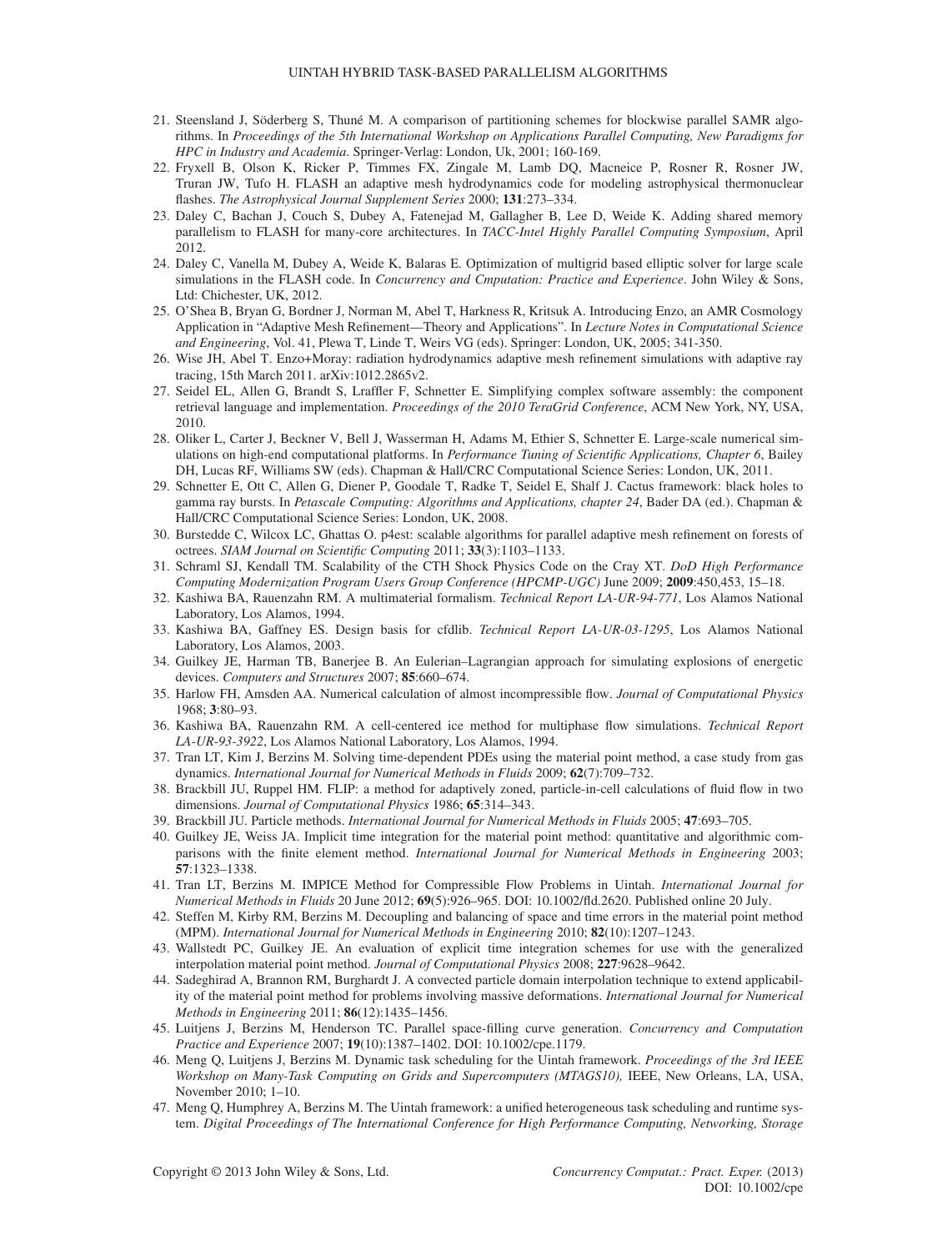21. Steensland J, Söderberg S, Thuné M. A comparison of partitioning schemes for blockwise parallel SAMR algorithms. In *Proceedings of the 5th International Workshop on Applications Parallel Computing, New Paradigms for HPC in Industry and Academia*. Springer-Verlag: London, Uk, 2001; 160-169.
22. Fryxell B, Olson K, Ricker P, Timmes FX, Zingale M, Lamb DQ, Macneice P, Rosner R, Rosner JW, Truran JW, Tufo H. FLASH an adaptive mesh hydrodynamics code for modeling astrophysical thermonuclear flashes. *The Astrophysical Journal Supplement Series* 2000; **131**:273–334.
23. Daley C, Bachan J, Couch S, Dubey A, Fatenejad M, Gallagher B, Lee D, Weide K. Adding shared memory parallelism to FLASH for many-core architectures. In *TACC-Intel Highly Parallel Computing Symposium*, April 2012.
24. Daley C, Vanella M, Dubey A, Weide K, Balaras E. Optimization of multigrid based elliptic solver for large scale simulations in the FLASH code. In *Concurrency and Cmputation: Practice and Experience*. John Wiley & Sons, Ltd: Chichester, UK, 2012.
25. O'Shea B, Bryan G, Bordner J, Norman M, Abel T, Harkness R, Kritsuk A. Introducing Enzo, an AMR Cosmology Application in "Adaptive Mesh Refinement—Theory and Applications". In *Lecture Notes in Computational Science and Engineering*, Vol. 41, Plewa T, Linde T, Weirs VG (eds). Springer: London, UK, 2005; 341-350.
26. Wise JH, Abel T. Enzo+Moray: radiation hydrodynamics adaptive mesh refinement simulations with adaptive ray tracing, 15th March 2011. arXiv:1012.2865v2.
27. Seidel EL, Allen G, Brandt S, Lraffler F, Schnetter E. Simplifying complex software assembly: the component retrieval language and implementation. *Proceedings of the 2010 TeraGrid Conference*, ACM New York, NY, USA, 2010.
28. Oliker L, Carter J, Beckner V, Bell J, Wasserman H, Adams M, Ethier S, Schnetter E. Large-scale numerical simulations on high-end computational platforms. In *Performance Tuning of Scientific Applications, Chapter 6*, Bailey DH, Lucas RF, Williams SW (eds). Chapman & Hall/CRC Computational Science Series: London, UK, 2011.
29. Schnetter E, Ott C, Allen G, Diener P, Goodale T, Radke T, Seidel E, Shalf J. Cactus framework: black holes to gamma ray bursts. In *Petascale Computing: Algorithms and Applications, chapter 24*, Bader DA (ed.). Chapman & Hall/CRC Computational Science Series: London, UK, 2008.
30. Burstedde C, Wilcox LC, Ghattas O. p4est: scalable algorithms for parallel adaptive mesh refinement on forests of octrees. *SIAM Journal on Scientific Computing* 2011; **33**(3):1103–1133.
31. Schraml SJ, Kendall TM. Scalability of the CTH Shock Physics Code on the Cray XT. *DoD High Performance Computing Modernization Program Users Group Conference (HPCMP-UGC)* June 2009; **2009**:450,453, 15–18.
32. Kashiwa BA, Rauenzahn RM. A multimaterial formalism. *Technical Report LA-UR-94-771*, Los Alamos National Laboratory, Los Alamos, 1994.
33. Kashiwa BA, Gaffney ES. Design basis for cfdlib. *Technical Report LA-UR-03-1295*, Los Alamos National Laboratory, Los Alamos, 2003.
34. Guilkey JE, Harman TB, Banerjee B. An Eulerian–Lagrangian approach for simulating explosions of energetic devices. *Computers and Structures* 2007; **85**:660–674.
35. Harlow FH, Amsden AA. Numerical calculation of almost incompressible flow. *Journal of Computational Physics* 1968; **3**:80–93.
36. Kashiwa BA, Rauenzahn RM. A cell-centered ice method for multiphase flow simulations. *Technical Report LA-UR-93-3922*, Los Alamos National Laboratory, Los Alamos, 1994.
37. Tran LT, Kim J, Berzins M. Solving time-dependent PDEs using the material point method, a case study from gas dynamics. *International Journal for Numerical Methods in Fluids* 2009; **62**(7):709–732.
38. Brackbill JU, Ruppel HM. FLIP: a method for adaptively zoned, particle-in-cell calculations of fluid flow in two dimensions. *Journal of Computational Physics* 1986; **65**:314–343.
39. Brackbill JU. Particle methods. *International Journal for Numerical Methods in Fluids* 2005; **47**:693–705.
40. Guilkey JE, Weiss JA. Implicit time integration for the material point method: quantitative and algorithmic comparisons with the finite element method. *International Journal for Numerical Methods in Engineering* 2003; **57**:1323–1338.
41. Tran LT, Berzins M. IMPICE Method for Compressible Flow Problems in Uintah. *International Journal for Numerical Methods in Fluids* 20 June 2012; **69**(5):926–965. DOI: 10.1002/fld.2620. Published online 20 July.
42. Steffen M, Kirby RM, Berzins M. Decoupling and balancing of space and time errors in the material point method (MPM). *International Journal for Numerical Methods in Engineering* 2010; **82**(10):1207–1243.
43. Wallstedt PC, Guilkey JE. An evaluation of explicit time integration schemes for use with the generalized interpolation material point method. *Journal of Computational Physics* 2008; **227**:9628–9642.
44. Sadeghirad A, Brannon RM, Burghardt J. A convected particle domain interpolation technique to extend applicability of the material point method for problems involving massive deformations. *International Journal for Numerical Methods in Engineering* 2011; **86**(12):1435–1456.
45. Luitjens J, Berzins M, Henderson TC. Parallel space-filling curve generation. *Concurrency and Computation Practice and Experience* 2007; **19**(10):1387–1402. DOI: 10.1002/cpe.1179.
46. Meng Q, Luitjens J, Berzins M. Dynamic task scheduling for the Uintah framework. *Proceedings of the 3rd IEEE Workshop on Many-Task Computing on Grids and Supercomputers (MTAGS10),* IEEE, New Orleans, LA, USA, November 2010; 1–10.
47. Meng Q, Humphrey A, Berzins M. The Uintah framework: a unified heterogeneous task scheduling and runtime system. *Digital Proceedings of The International Conference for High Performance Computing, Networking, Storage*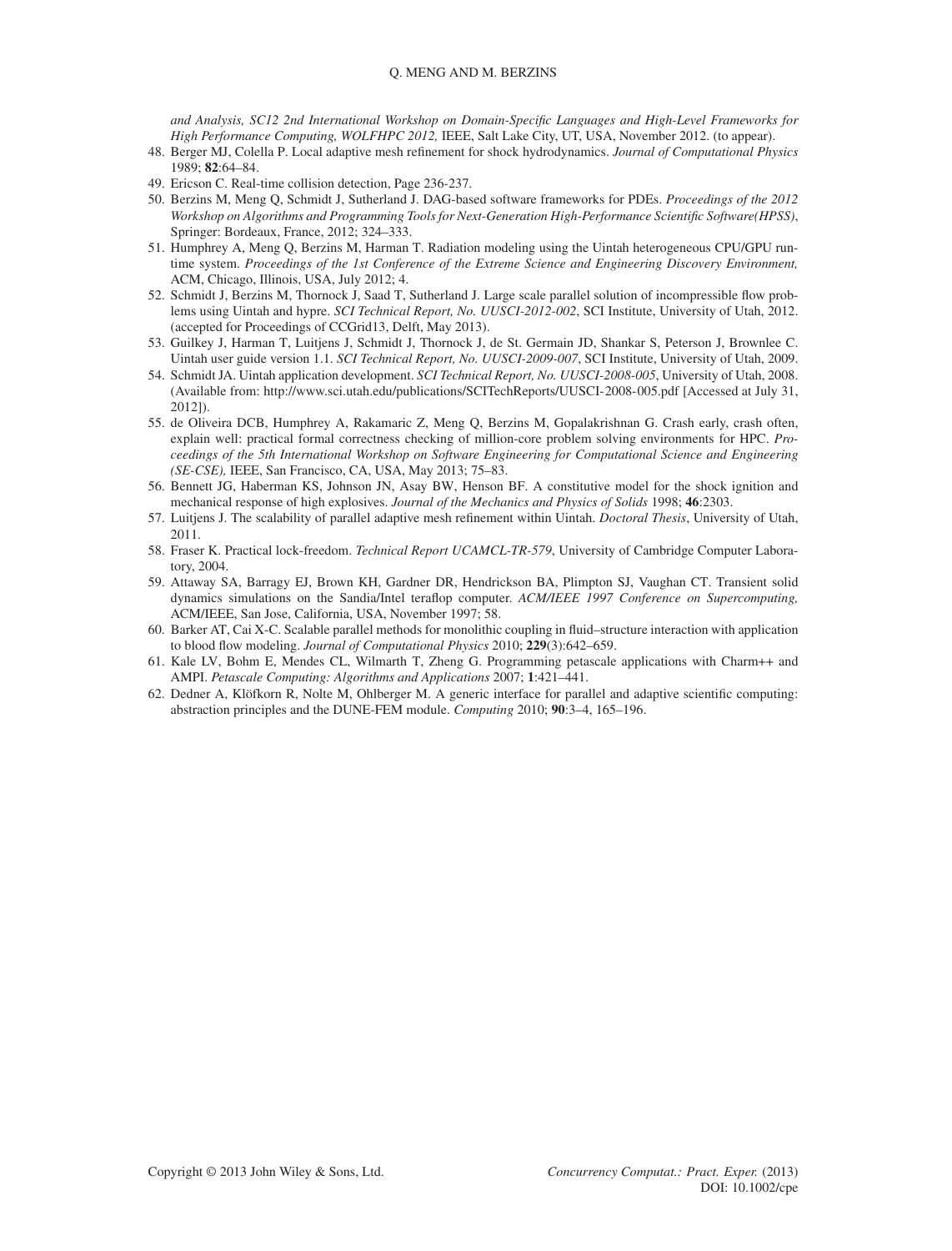*and Analysis, SC12 2nd International Workshop on Domain-Specific Languages and High-Level Frameworks for High Performance Computing, WOLFHPC 2012,* IEEE, Salt Lake City, UT, USA, November 2012. (to appear).

48. Berger MJ, Colella P. Local adaptive mesh refinement for shock hydrodynamics. *Journal of Computational Physics* 1989; **82**:64–84.
49. Ericson C. Real-time collision detection, Page 236-237.
50. Berzins M, Meng Q, Schmidt J, Sutherland J. DAG-based software frameworks for PDEs. *Proceedings of the 2012 Workshop on Algorithms and Programming Tools for Next-Generation High-Performance Scientific Software(HPSS)*, Springer: Bordeaux, France, 2012; 324–333.
51. Humphrey A, Meng Q, Berzins M, Harman T. Radiation modeling using the Uintah heterogeneous CPU/GPU runtime system. *Proceedings of the 1st Conference of the Extreme Science and Engineering Discovery Environment,* ACM, Chicago, Illinois, USA, July 2012; 4.
52. Schmidt J, Berzins M, Thornock J, Saad T, Sutherland J. Large scale parallel solution of incompressible flow problems using Uintah and hypre. *SCI Technical Report, No. UUSCI-2012-002*, SCI Institute, University of Utah, 2012. (accepted for Proceedings of CCGrid13, Delft, May 2013).
53. Guilkey J, Harman T, Luitjens J, Schmidt J, Thornock J, de St. Germain JD, Shankar S, Peterson J, Brownlee C. Uintah user guide version 1.1. *SCI Technical Report, No. UUSCI-2009-007*, SCI Institute, University of Utah, 2009.
54. Schmidt JA. Uintah application development. *SCI Technical Report, No. UUSCI-2008-005*, University of Utah, 2008. (Available from: http://www.sci.utah.edu/publications/SCITechReports/UUSCI-2008-005.pdf [Accessed at July 31, 2012]).
55. de Oliveira DCB, Humphrey A, Rakamaric Z, Meng Q, Berzins M, Gopalakrishnan G. Crash early, crash often, explain well: practical formal correctness checking of million-core problem solving environments for HPC. *Proceedings of the 5th International Workshop on Software Engineering for Computational Science and Engineering (SE-CSE),* IEEE, San Francisco, CA, USA, May 2013; 75–83.
56. Bennett JG, Haberman KS, Johnson JN, Asay BW, Henson BF. A constitutive model for the shock ignition and mechanical response of high explosives. *Journal of the Mechanics and Physics of Solids* 1998; **46**:2303.
57. Luitjens J. The scalability of parallel adaptive mesh refinement within Uintah. *Doctoral Thesis*, University of Utah, 2011.
58. Fraser K. Practical lock-freedom. *Technical Report UCAMCL-TR-579*, University of Cambridge Computer Laboratory, 2004.
59. Attaway SA, Barragy EJ, Brown KH, Gardner DR, Hendrickson BA, Plimpton SJ, Vaughan CT. Transient solid dynamics simulations on the Sandia/Intel teraflop computer. *ACM/IEEE 1997 Conference on Supercomputing,* ACM/IEEE, San Jose, California, USA, November 1997; 58.
60. Barker AT, Cai X-C. Scalable parallel methods for monolithic coupling in fluid–structure interaction with application to blood flow modeling. *Journal of Computational Physics* 2010; **229**(3):642–659.
61. Kale LV, Bohm E, Mendes CL, Wilmarth T, Zheng G. Programming petascale applications with Charm++ and AMPI. *Petascale Computing: Algorithms and Applications* 2007; **1**:421–441.
62. Dedner A, Klöfkorn R, Nolte M, Ohlberger M. A generic interface for parallel and adaptive scientific computing: abstraction principles and the DUNE-FEM module. *Computing* 2010; **90**:3–4, 165–196.